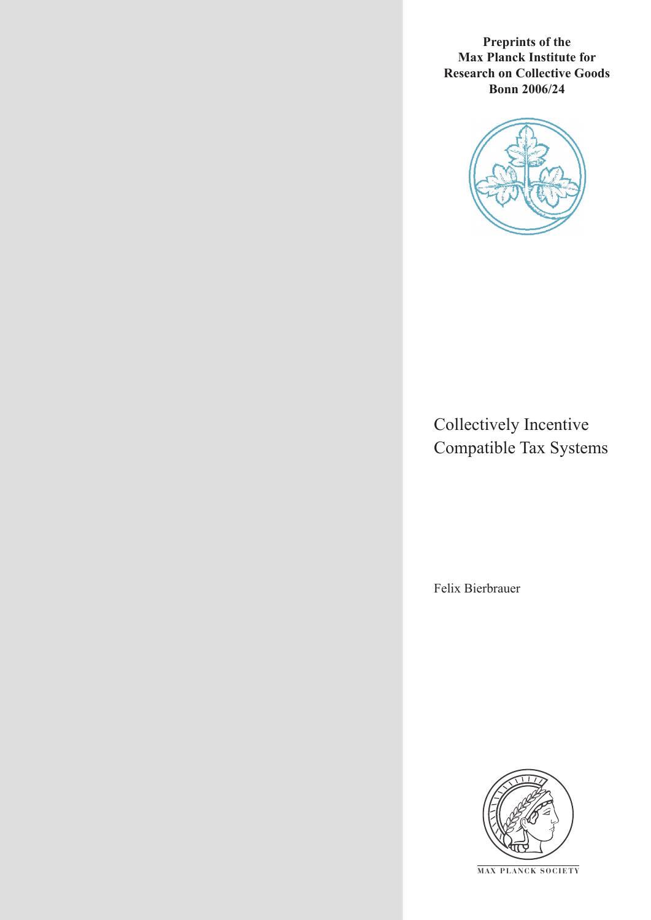**Preprints of the Max Planck Institute for Research on Collective Goods Bonn 2006/24**

# Collectively Incentive Compatible Tax Systems

Felix Bierbrauer

MAX PLANCK SOCIETY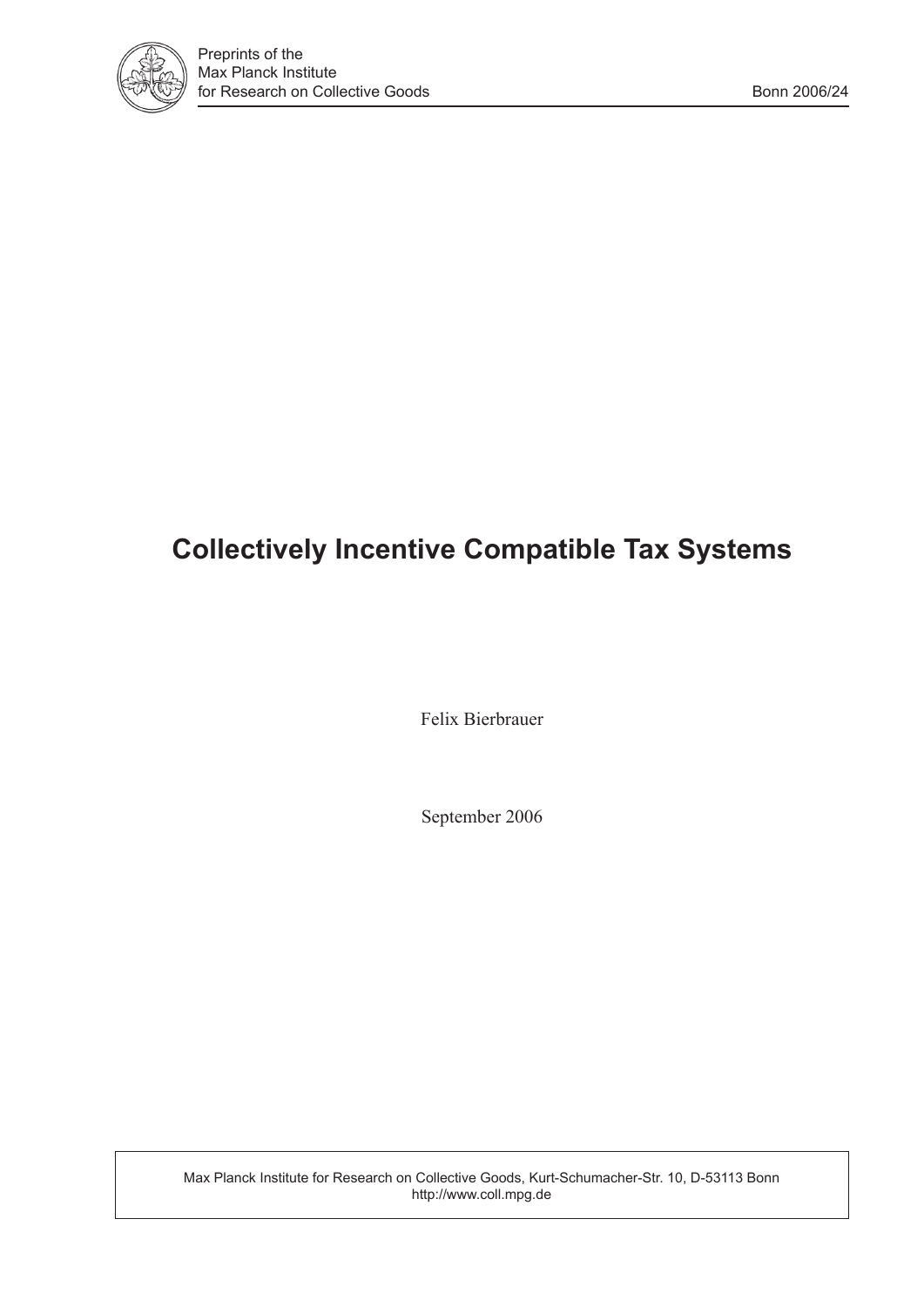# Collectively Incentive Compatible Tax Systems

Felix Bierbrauer

September 2006

Max Planck Institute for Research on Collective Goods, Kurt-Schumacher-Str. 10, D-53113 Bonn
http://www.coll.mpg.de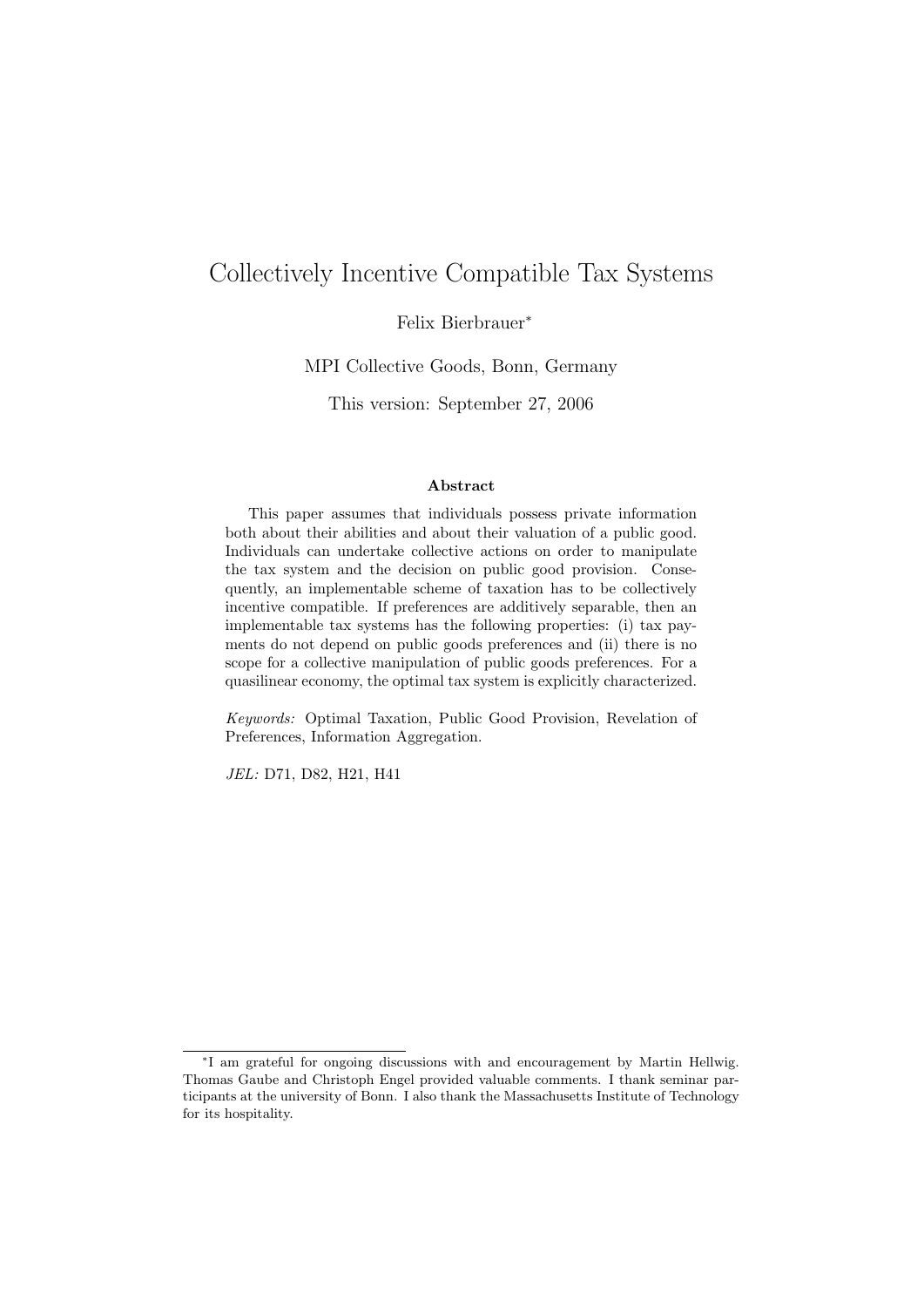# Collectively Incentive Compatible Tax Systems

Felix Bierbrauer*

MPI Collective Goods, Bonn, Germany

This version: September 27, 2006

### Abstract

This paper assumes that individuals possess private information both about their abilities and about their valuation of a public good. Individuals can undertake collective actions on order to manipulate the tax system and the decision on public good provision. Consequently, an implementable scheme of taxation has to be collectively incentive compatible. If preferences are additively separable, then an implementable tax systems has the following properties: (i) tax payments do not depend on public goods preferences and (ii) there is no scope for a collective manipulation of public goods preferences. For a quasilinear economy, the optimal tax system is explicitly characterized.

*Keywords:* Optimal Taxation, Public Good Provision, Revelation of Preferences, Information Aggregation.

*JEL:* D71, D82, H21, H41

---

*I am grateful for ongoing discussions with and encouragement by Martin Hellwig. Thomas Gaube and Christoph Engel provided valuable comments. I thank seminar participants at the university of Bonn. I also thank the Massachusetts Institute of Technology for its hospitality.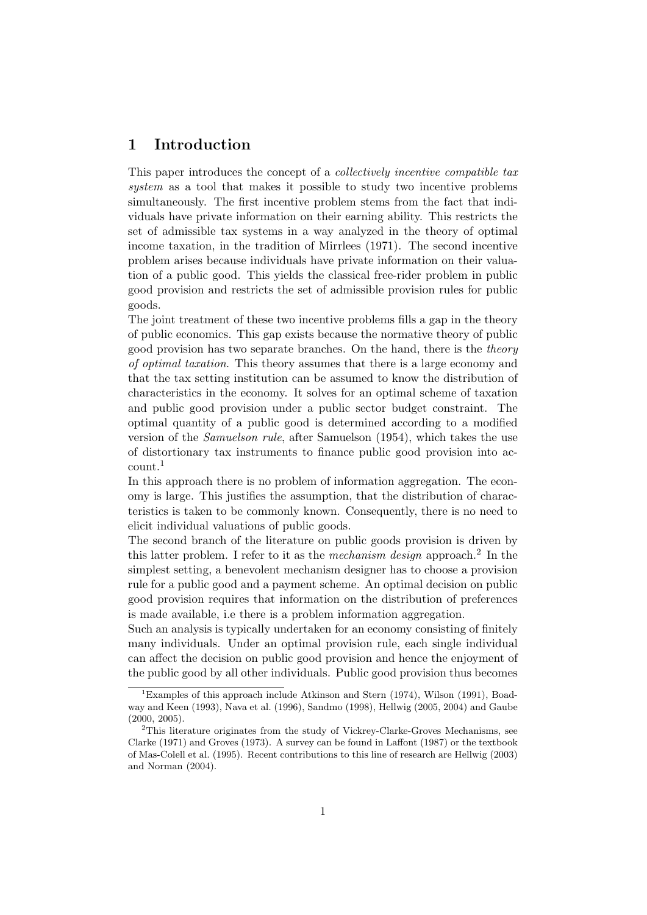# 1 Introduction

This paper introduces the concept of a *collectively incentive compatible tax system* as a tool that makes it possible to study two incentive problems simultaneously. The first incentive problem stems from the fact that individuals have private information on their earning ability. This restricts the set of admissible tax systems in a way analyzed in the theory of optimal income taxation, in the tradition of Mirrlees (1971). The second incentive problem arises because individuals have private information on their valuation of a public good. This yields the classical free-rider problem in public good provision and restricts the set of admissible provision rules for public goods.

The joint treatment of these two incentive problems fills a gap in the theory of public economics. This gap exists because the normative theory of public good provision has two separate branches. On the hand, there is the *theory of optimal taxation*. This theory assumes that there is a large economy and that the tax setting institution can be assumed to know the distribution of characteristics in the economy. It solves for an optimal scheme of taxation and public good provision under a public sector budget constraint. The optimal quantity of a public good is determined according to a modified version of the *Samuelson rule*, after Samuelson (1954), which takes the use of distortionary tax instruments to finance public good provision into account.[1]

In this approach there is no problem of information aggregation. The economy is large. This justifies the assumption, that the distribution of characteristics is taken to be commonly known. Consequently, there is no need to elicit individual valuations of public goods.

The second branch of the literature on public goods provision is driven by this latter problem. I refer to it as the *mechanism design* approach.[2] In the simplest setting, a benevolent mechanism designer has to choose a provision rule for a public good and a payment scheme. An optimal decision on public good provision requires that information on the distribution of preferences is made available, i.e there is a problem information aggregation.

Such an analysis is typically undertaken for an economy consisting of finitely many individuals. Under an optimal provision rule, each single individual can affect the decision on public good provision and hence the enjoyment of the public good by all other individuals. Public good provision thus becomes

[1] Examples of this approach include Atkinson and Stern (1974), Wilson (1991), Boadway and Keen (1993), Nava et al. (1996), Sandmo (1998), Hellwig (2005, 2004) and Gaube (2000, 2005).

[2] This literature originates from the study of Vickrey-Clarke-Groves Mechanisms, see Clarke (1971) and Groves (1973). A survey can be found in Laffont (1987) or the textbook of Mas-Colell et al. (1995). Recent contributions to this line of research are Hellwig (2003) and Norman (2004).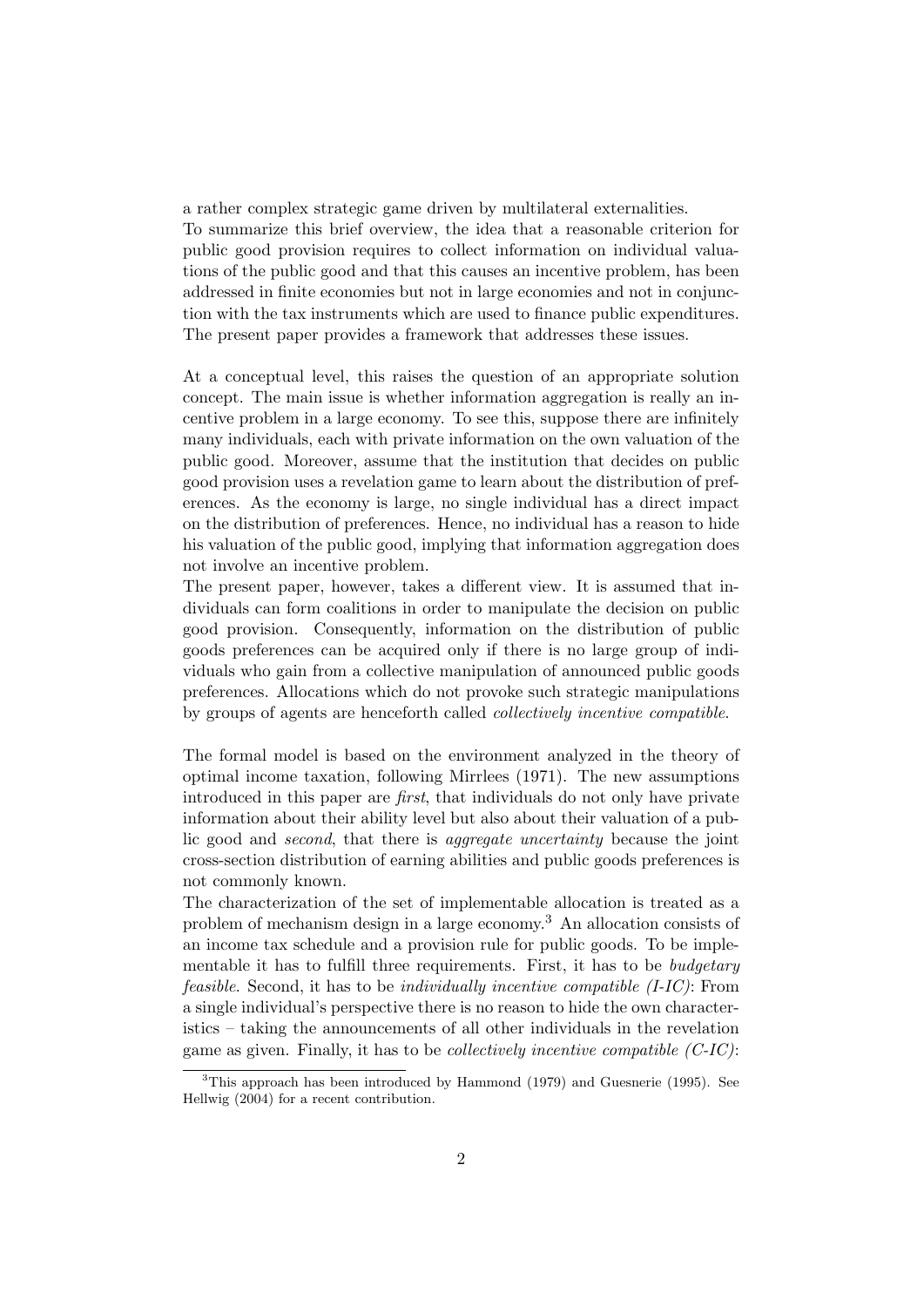a rather complex strategic game driven by multilateral externalities.
To summarize this brief overview, the idea that a reasonable criterion for public good provision requires to collect information on individual valuations of the public good and that this causes an incentive problem, has been addressed in finite economies but not in large economies and not in conjunction with the tax instruments which are used to finance public expenditures. The present paper provides a framework that addresses these issues.

At a conceptual level, this raises the question of an appropriate solution concept. The main issue is whether information aggregation is really an incentive problem in a large economy. To see this, suppose there are infinitely many individuals, each with private information on the own valuation of the public good. Moreover, assume that the institution that decides on public good provision uses a revelation game to learn about the distribution of preferences. As the economy is large, no single individual has a direct impact on the distribution of preferences. Hence, no individual has a reason to hide his valuation of the public good, implying that information aggregation does not involve an incentive problem.
The present paper, however, takes a different view. It is assumed that individuals can form coalitions in order to manipulate the decision on public good provision. Consequently, information on the distribution of public goods preferences can be acquired only if there is no large group of individuals who gain from a collective manipulation of announced public goods preferences. Allocations which do not provoke such strategic manipulations by groups of agents are henceforth called *collectively incentive compatible*.

The formal model is based on the environment analyzed in the theory of optimal income taxation, following Mirrlees (1971). The new assumptions introduced in this paper are *first*, that individuals do not only have private information about their ability level but also about their valuation of a public good and *second*, that there is *aggregate uncertainty* because the joint cross-section distribution of earning abilities and public goods preferences is not commonly known.
The characterization of the set of implementable allocation is treated as a problem of mechanism design in a large economy.[3] An allocation consists of an income tax schedule and a provision rule for public goods. To be implementable it has to fulfill three requirements. First, it has to be *budgetary feasible*. Second, it has to be *individually incentive compatible (I-IC)*: From a single individual's perspective there is no reason to hide the own characteristics – taking the announcements of all other individuals in the revelation game as given. Finally, it has to be *collectively incentive compatible (C-IC)*:

[3]This approach has been introduced by Hammond (1979) and Guesnerie (1995). See Hellwig (2004) for a recent contribution.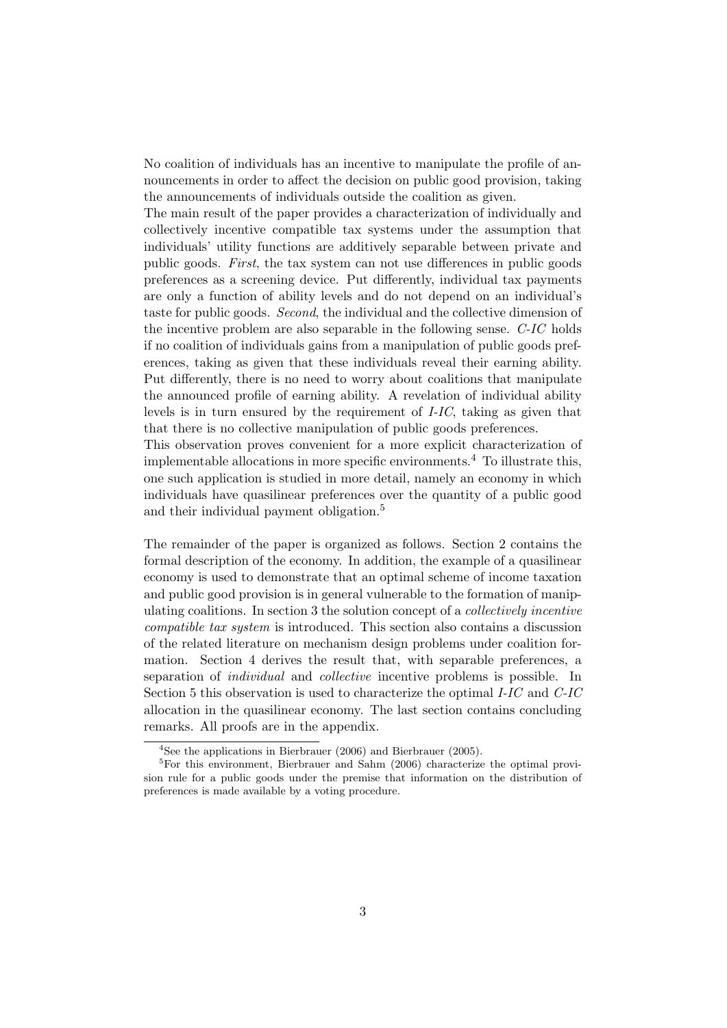No coalition of individuals has an incentive to manipulate the profile of announcements in order to affect the decision on public good provision, taking the announcements of individuals outside the coalition as given.

The main result of the paper provides a characterization of individually and collectively incentive compatible tax systems under the assumption that individuals' utility functions are additively separable between private and public goods. *First*, the tax system can not use differences in public goods preferences as a screening device. Put differently, individual tax payments are only a function of ability levels and do not depend on an individual's taste for public goods. *Second*, the individual and the collective dimension of the incentive problem are also separable in the following sense. *C-IC* holds if no coalition of individuals gains from a manipulation of public goods preferences, taking as given that these individuals reveal their earning ability. Put differently, there is no need to worry about coalitions that manipulate the announced profile of earning ability. A revelation of individual ability levels is in turn ensured by the requirement of *I-IC*, taking as given that that there is no collective manipulation of public goods preferences.

This observation proves convenient for a more explicit characterization of implementable allocations in more specific environments.[4] To illustrate this, one such application is studied in more detail, namely an economy in which individuals have quasilinear preferences over the quantity of a public good and their individual payment obligation.[5]

The remainder of the paper is organized as follows. Section 2 contains the formal description of the economy. In addition, the example of a quasilinear economy is used to demonstrate that an optimal scheme of income taxation and public good provision is in general vulnerable to the formation of manipulating coalitions. In section 3 the solution concept of a *collectively incentive compatible tax system* is introduced. This section also contains a discussion of the related literature on mechanism design problems under coalition formation. Section 4 derives the result that, with separable preferences, a separation of *individual* and *collective* incentive problems is possible. In Section 5 this observation is used to characterize the optimal *I-IC* and *C-IC* allocation in the quasilinear economy. The last section contains concluding remarks. All proofs are in the appendix.

[4] See the applications in Bierbrauer (2006) and Bierbrauer (2005).

[5] For this environment, Bierbrauer and Sahm (2006) characterize the optimal provision rule for a public goods under the premise that information on the distribution of preferences is made available by a voting procedure.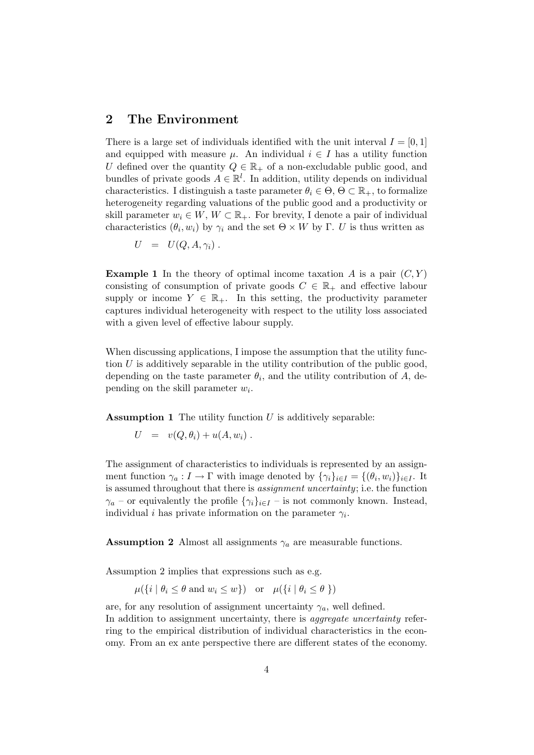## 2 The Environment

There is a large set of individuals identified with the unit interval $I = [0, 1]$ and equipped with measure $\mu$. An individual $i \in I$ has a utility function $U$ defined over the quantity $Q \in \mathbb{R}_+$ of a non-excludable public good, and bundles of private goods $A \in \mathbb{R}^l$. In addition, utility depends on individual characteristics. I distinguish a taste parameter $\theta_i \in \Theta$, $\Theta \subset \mathbb{R}_+$, to formalize heterogeneity regarding valuations of the public good and a productivity or skill parameter $w_i \in W$, $W \subset \mathbb{R}_+$. For brevity, I denote a pair of individual characteristics $(\theta_i, w_i)$ by $\gamma_i$ and the set $\Theta \times W$ by $\Gamma$. $U$ is thus written as

$$U \quad = \quad U(Q, A, \gamma_i) \ .$$

**Example 1** In the theory of optimal income taxation $A$ is a pair $(C, Y)$ consisting of consumption of private goods $C \in \mathbb{R}_+$ and effective labour supply or income $Y \in \mathbb{R}_+$. In this setting, the productivity parameter captures individual heterogeneity with respect to the utility loss associated with a given level of effective labour supply.

When discussing applications, I impose the assumption that the utility function $U$ is additively separable in the utility contribution of the public good, depending on the taste parameter $\theta_i$, and the utility contribution of $A$, depending on the skill parameter $w_i$.

**Assumption 1** The utility function $U$ is additively separable:

$$U \quad = \quad v(Q, \theta_i) + u(A, w_i) \ .$$

The assignment of characteristics to individuals is represented by an assignment function $\gamma_a : I \rightarrow \Gamma$ with image denoted by $\{\gamma_i\}_{i \in I} = \{(\theta_i, w_i)\}_{i \in I}$. It is assumed throughout that there is *assignment uncertainty*; i.e. the function $\gamma_a$ – or equivalently the profile $\{\gamma_i\}_{i \in I}$ – is not commonly known. Instead, individual $i$ has private information on the parameter $\gamma_i$.

**Assumption 2** Almost all assignments $\gamma_a$ are measurable functions.

Assumption 2 implies that expressions such as e.g.

$$\mu(\{i \mid \theta_i \leq \theta \text{ and } w_i \leq w\}) \quad \text{or} \quad \mu(\{i \mid \theta_i \leq \theta \ \})$$

are, for any resolution of assignment uncertainty $\gamma_a$, well defined.
In addition to assignment uncertainty, there is *aggregate uncertainty* referring to the empirical distribution of individual characteristics in the economy. From an ex ante perspective there are different states of the economy.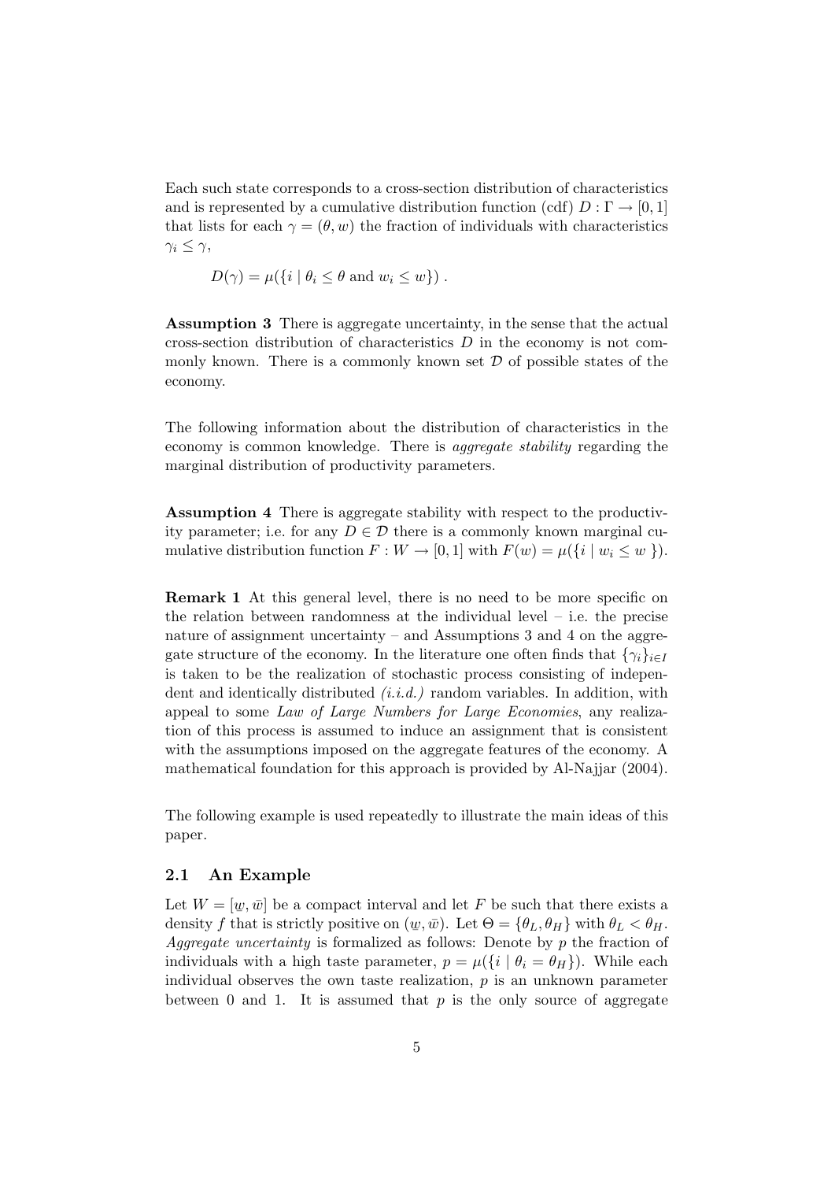Each such state corresponds to a cross-section distribution of characteristics and is represented by a cumulative distribution function (cdf) $D : \Gamma \to [0, 1]$ that lists for each $\gamma = (\theta, w)$ the fraction of individuals with characteristics $\gamma_i \leq \gamma$,

$$D(\gamma) = \mu(\{i \mid \theta_i \leq \theta \text{ and } w_i \leq w\}) \, .$$

**Assumption 3** There is aggregate uncertainty, in the sense that the actual cross-section distribution of characteristics $D$ in the economy is not commonly known. There is a commonly known set $\mathcal{D}$ of possible states of the economy.

The following information about the distribution of characteristics in the economy is common knowledge. There is *aggregate stability* regarding the marginal distribution of productivity parameters.

**Assumption 4** There is aggregate stability with respect to the productivity parameter; i.e. for any $D \in \mathcal{D}$ there is a commonly known marginal cumulative distribution function $F : W \to [0, 1]$ with $F(w) = \mu(\{i \mid w_i \leq w \})$.

**Remark 1** At this general level, there is no need to be more specific on the relation between randomness at the individual level – i.e. the precise nature of assignment uncertainty – and Assumptions 3 and 4 on the aggregate structure of the economy. In the literature one often finds that $\{\gamma_i\}_{i \in I}$ is taken to be the realization of stochastic process consisting of independent and identically distributed *(i.i.d.)* random variables. In addition, with appeal to some *Law of Large Numbers for Large Economies*, any realization of this process is assumed to induce an assignment that is consistent with the assumptions imposed on the aggregate features of the economy. A mathematical foundation for this approach is provided by Al-Najjar (2004).

The following example is used repeatedly to illustrate the main ideas of this paper.

### 2.1 An Example

Let $W = [\underline{w}, \bar{w}]$ be a compact interval and let $F$ be such that there exists a density $f$ that is strictly positive on $(\underline{w}, \bar{w})$. Let $\Theta = \{\theta_L, \theta_H\}$ with $\theta_L < \theta_H$. *Aggregate uncertainty* is formalized as follows: Denote by $p$ the fraction of individuals with a high taste parameter, $p = \mu(\{i \mid \theta_i = \theta_H\})$. While each individual observes the own taste realization, $p$ is an unknown parameter between 0 and 1. It is assumed that $p$ is the only source of aggregate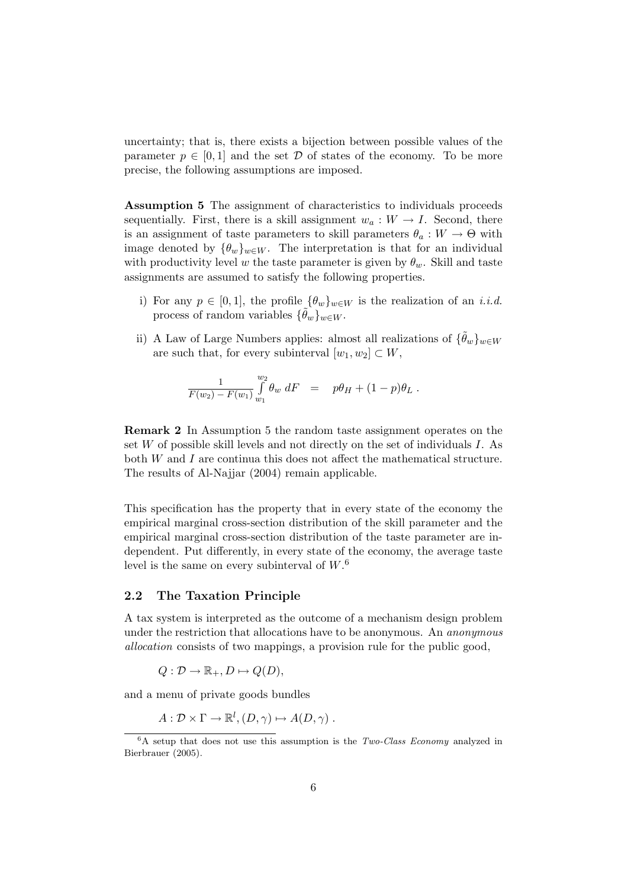uncertainty; that is, there exists a bijection between possible values of the parameter $p \in [0, 1]$ and the set $\mathcal{D}$ of states of the economy. To be more precise, the following assumptions are imposed.

**Assumption 5** The assignment of characteristics to individuals proceeds sequentially. First, there is a skill assignment $w_a : W \to I$. Second, there is an assignment of taste parameters to skill parameters $\theta_a : W \to \Theta$ with image denoted by $\{\theta_w\}_{w \in W}$. The interpretation is that for an individual with productivity level $w$ the taste parameter is given by $\theta_w$. Skill and taste assignments are assumed to satisfy the following properties.

i) For any $p \in [0, 1]$, the profile $\{\theta_w\}_{w \in W}$ is the realization of an *i.i.d.* process of random variables $\{\tilde{\theta}_w\}_{w \in W}$.

ii) A Law of Large Numbers applies: almost all realizations of $\{\tilde{\theta}_w\}_{w \in W}$ are such that, for every subinterval $[w_1, w_2] \subset W$,

$$\frac{1}{F(w_2) - F(w_1)} \int_{w_1}^{w_2} \theta_w \, dF \quad = \quad p\theta_H + (1-p)\theta_L \; .$$

**Remark 2** In Assumption 5 the random taste assignment operates on the set $W$ of possible skill levels and not directly on the set of individuals $I$. As both $W$ and $I$ are continua this does not affect the mathematical structure. The results of Al-Najjar (2004) remain applicable.

This specification has the property that in every state of the economy the empirical marginal cross-section distribution of the skill parameter and the empirical marginal cross-section distribution of the taste parameter are independent. Put differently, in every state of the economy, the average taste level is the same on every subinterval of $W$.[6]

## 2.2 The Taxation Principle

A tax system is interpreted as the outcome of a mechanism design problem under the restriction that allocations have to be anonymous. An *anonymous allocation* consists of two mappings, a provision rule for the public good,

$$Q : \mathcal{D} \to \mathbb{R}_+, D \mapsto Q(D),$$

and a menu of private goods bundles

$$A : \mathcal{D} \times \Gamma \to \mathbb{R}^l, (D, \gamma) \mapsto A(D, \gamma) \; .$$

[6] A setup that does not use this assumption is the *Two-Class Economy* analyzed in Bierbrauer (2005).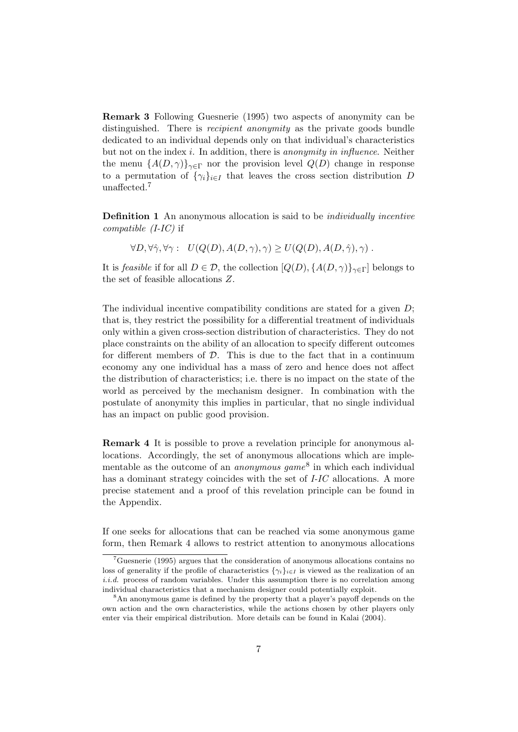**Remark 3** Following Guesnerie (1995) two aspects of anonymity can be distinguished. There is *recipient anonymity* as the private goods bundle dedicated to an individual depends only on that individual's characteristics but not on the index $i$. In addition, there is *anonymity in influence*. Neither the menu $\{A(D,\gamma)\}_{\gamma \in \Gamma}$ nor the provision level $Q(D)$ change in response to a permutation of $\{\gamma_i\}_{i \in I}$ that leaves the cross section distribution $D$ unaffected.[7]

**Definition 1** An anonymous allocation is said to be *individually incentive compatible (I-IC)* if

$$\forall D, \forall \hat{\gamma}, \forall \gamma : \quad U(Q(D), A(D,\gamma), \gamma) \geq U(Q(D), A(D,\hat{\gamma}), \gamma) .$$

It is *feasible* if for all $D \in \mathcal{D}$, the collection $[Q(D), \{A(D,\gamma)\}_{\gamma \in \Gamma}]$ belongs to the set of feasible allocations $Z$.

The individual incentive compatibility conditions are stated for a given $D$; that is, they restrict the possibility for a differential treatment of individuals only within a given cross-section distribution of characteristics. They do not place constraints on the ability of an allocation to specify different outcomes for different members of $\mathcal{D}$. This is due to the fact that in a continuum economy any one individual has a mass of zero and hence does not affect the distribution of characteristics; i.e. there is no impact on the state of the world as perceived by the mechanism designer. In combination with the postulate of anonymity this implies in particular, that no single individual has an impact on public good provision.

**Remark 4** It is possible to prove a revelation principle for anonymous allocations. Accordingly, the set of anonymous allocations which are implementable as the outcome of an *anonymous game*[8] in which each individual has a dominant strategy coincides with the set of *I-IC* allocations. A more precise statement and a proof of this revelation principle can be found in the Appendix.

If one seeks for allocations that can be reached via some anonymous game form, then Remark 4 allows to restrict attention to anonymous allocations

---

[7] Guesnerie (1995) argues that the consideration of anonymous allocations contains no loss of generality if the profile of characteristics $\{\gamma_i\}_{i \in I}$ is viewed as the realization of an *i.i.d.* process of random variables. Under this assumption there is no correlation among individual characteristics that a mechanism designer could potentially exploit.

[8] An anonymous game is defined by the property that a player's payoff depends on the own action and the own characteristics, while the actions chosen by other players only enter via their empirical distribution. More details can be found in Kalai (2004).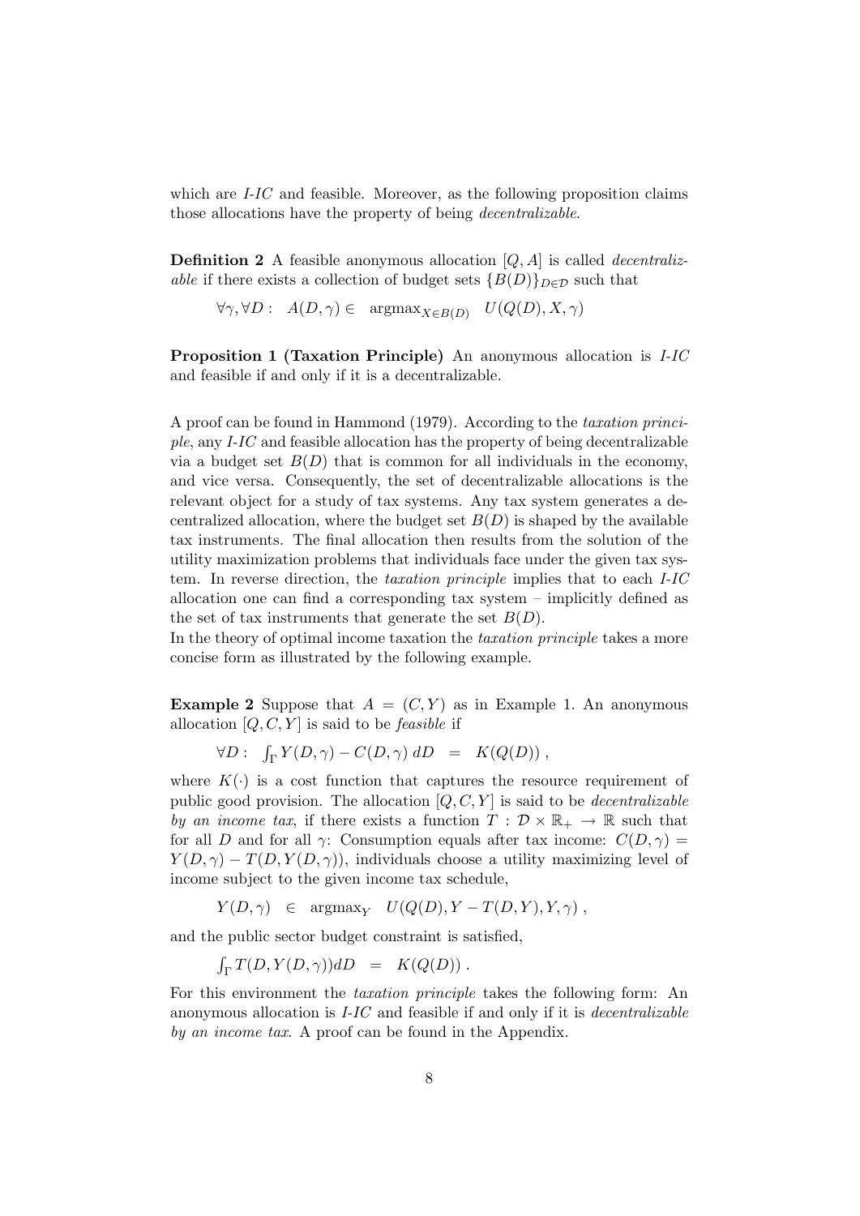which are *I-IC* and feasible. Moreover, as the following proposition claims those allocations have the property of being *decentralizable*.

**Definition 2** A feasible anonymous allocation $[Q, A]$ is called *decentralizable* if there exists a collection of budget sets $\{B(D)\}_{D \in \mathcal{D}}$ such that

$$\forall \gamma, \forall D : \quad A(D, \gamma) \in \quad \text{argmax}_{X \in B(D)} \quad U(Q(D), X, \gamma)$$

**Proposition 1 (Taxation Principle)** An anonymous allocation is *I-IC* and feasible if and only if it is a decentralizable.

A proof can be found in Hammond (1979). According to the *taxation principle*, any *I-IC* and feasible allocation has the property of being decentralizable via a budget set $B(D)$ that is common for all individuals in the economy, and vice versa. Consequently, the set of decentralizable allocations is the relevant object for a study of tax systems. Any tax system generates a decentralized allocation, where the budget set $B(D)$ is shaped by the available tax instruments. The final allocation then results from the solution of the utility maximization problems that individuals face under the given tax system. In reverse direction, the *taxation principle* implies that to each *I-IC* allocation one can find a corresponding tax system – implicitly defined as the set of tax instruments that generate the set $B(D)$.
In the theory of optimal income taxation the *taxation principle* takes a more concise form as illustrated by the following example.

**Example 2** Suppose that $A = (C, Y)$ as in Example 1. An anonymous allocation $[Q, C, Y]$ is said to be *feasible* if

$$\forall D : \quad \int_\Gamma Y(D, \gamma) - C(D, \gamma) \, dD \quad = \quad K(Q(D)) \, ,$$

where $K(\cdot)$ is a cost function that captures the resource requirement of public good provision. The allocation $[Q, C, Y]$ is said to be *decentralizable by an income tax*, if there exists a function $T : \mathcal{D} \times \mathbb{R}_+ \to \mathbb{R}$ such that for all $D$ and for all $\gamma$: Consumption equals after tax income: $C(D, \gamma) = Y(D, \gamma) - T(D, Y(D, \gamma))$, individuals choose a utility maximizing level of income subject to the given income tax schedule,

$$Y(D, \gamma) \quad \in \quad \text{argmax}_Y \quad U(Q(D), Y - T(D, Y), Y, \gamma) \, ,$$

and the public sector budget constraint is satisfied,

$$\int_\Gamma T(D, Y(D, \gamma)) dD \quad = \quad K(Q(D)) \, .$$

For this environment the *taxation principle* takes the following form: An anonymous allocation is *I-IC* and feasible if and only if it is *decentralizable by an income tax*. A proof can be found in the Appendix.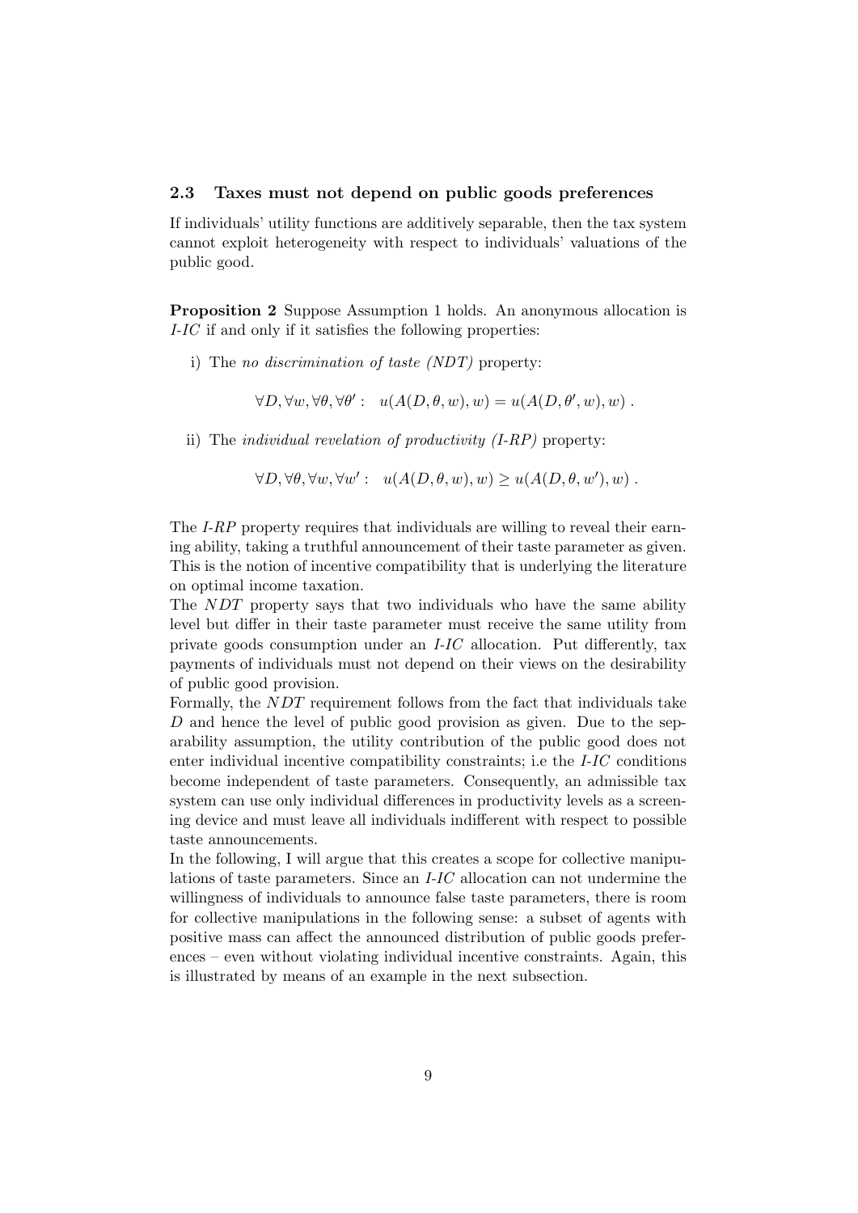### 2.3 Taxes must not depend on public goods preferences

If individuals' utility functions are additively separable, then the tax system cannot exploit heterogeneity with respect to individuals' valuations of the public good.

**Proposition 2** Suppose Assumption 1 holds. An anonymous allocation is *I-IC* if and only if it satisfies the following properties:

i) The *no discrimination of taste (NDT)* property:

$$\forall D, \forall w, \forall \theta, \forall \theta' : \quad u(A(D, \theta, w), w) = u(A(D, \theta', w), w) \ .$$

ii) The *individual revelation of productivity (I-RP)* property:

$$\forall D, \forall \theta, \forall w, \forall w' : \quad u(A(D, \theta, w), w) \geq u(A(D, \theta, w'), w) \ .$$

The *I-RP* property requires that individuals are willing to reveal their earning ability, taking a truthful announcement of their taste parameter as given. This is the notion of incentive compatibility that is underlying the literature on optimal income taxation.
The *NDT* property says that two individuals who have the same ability level but differ in their taste parameter must receive the same utility from private goods consumption under an *I-IC* allocation. Put differently, tax payments of individuals must not depend on their views on the desirability of public good provision.
Formally, the *NDT* requirement follows from the fact that individuals take $D$ and hence the level of public good provision as given. Due to the separability assumption, the utility contribution of the public good does not enter individual incentive compatibility constraints; i.e the *I-IC* conditions become independent of taste parameters. Consequently, an admissible tax system can use only individual differences in productivity levels as a screening device and must leave all individuals indifferent with respect to possible taste announcements.
In the following, I will argue that this creates a scope for collective manipulations of taste parameters. Since an *I-IC* allocation can not undermine the willingness of individuals to announce false taste parameters, there is room for collective manipulations in the following sense: a subset of agents with positive mass can affect the announced distribution of public goods preferences – even without violating individual incentive constraints. Again, this is illustrated by means of an example in the next subsection.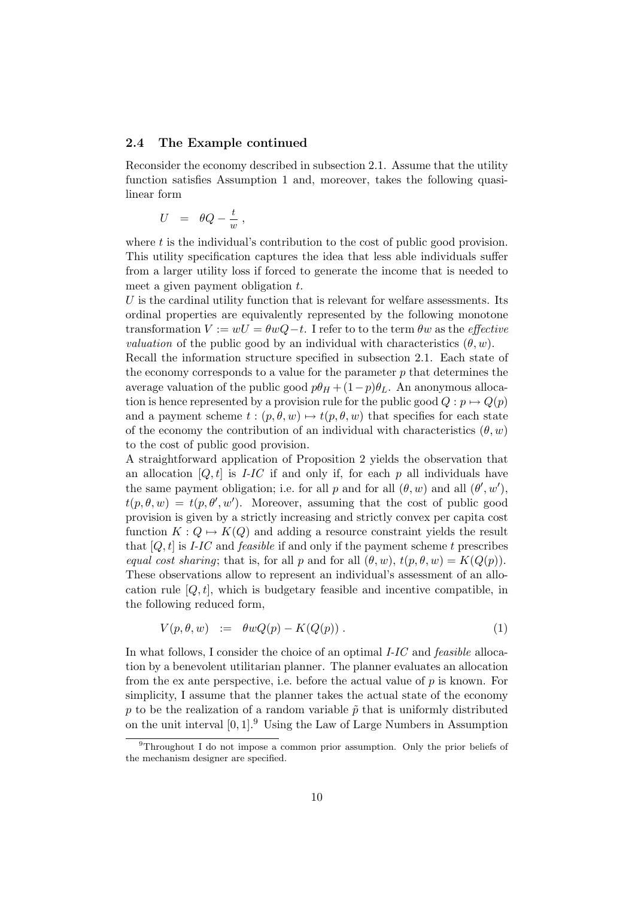### 2.4 The Example continued

Reconsider the economy described in subsection 2.1. Assume that the utility function satisfies Assumption 1 and, moreover, takes the following quasi-linear form

$$U \;\; = \;\; \theta Q - \frac{t}{w} \, ,$$

where $t$ is the individual's contribution to the cost of public good provision. This utility specification captures the idea that less able individuals suffer from a larger utility loss if forced to generate the income that is needed to meet a given payment obligation $t$.

$U$ is the cardinal utility function that is relevant for welfare assessments. Its ordinal properties are equivalently represented by the following monotone transformation $V := wU = \theta w Q - t$. I refer to to the term $\theta w$ as the *effective valuation* of the public good by an individual with characteristics $(\theta, w)$.

Recall the information structure specified in subsection 2.1. Each state of the economy corresponds to a value for the parameter $p$ that determines the average valuation of the public good $p\theta_H + (1-p)\theta_L$. An anonymous allocation is hence represented by a provision rule for the public good $Q : p \mapsto Q(p)$ and a payment scheme $t : (p, \theta, w) \mapsto t(p, \theta, w)$ that specifies for each state of the economy the contribution of an individual with characteristics $(\theta, w)$ to the cost of public good provision.

A straightforward application of Proposition 2 yields the observation that an allocation $[Q, t]$ is *I-IC* if and only if, for each $p$ all individuals have the same payment obligation; i.e. for all $p$ and for all $(\theta, w)$ and all $(\theta', w')$, $t(p, \theta, w) = t(p, \theta', w')$. Moreover, assuming that the cost of public good provision is given by a strictly increasing and strictly convex per capita cost function $K : Q \mapsto K(Q)$ and adding a resource constraint yields the result that $[Q, t]$ is *I-IC* and *feasible* if and only if the payment scheme $t$ prescribes *equal cost sharing*; that is, for all $p$ and for all $(\theta, w)$, $t(p, \theta, w) = K(Q(p))$. These observations allow to represent an individual's assessment of an allocation rule $[Q, t]$, which is budgetary feasible and incentive compatible, in the following reduced form,

$$V(p, \theta, w) \;\; := \;\; \theta w Q(p) - K(Q(p)) \, . \tag{1}$$

In what follows, I consider the choice of an optimal *I-IC* and *feasible* allocation by a benevolent utilitarian planner. The planner evaluates an allocation from the ex ante perspective, i.e. before the actual value of $p$ is known. For simplicity, I assume that the planner takes the actual state of the economy $p$ to be the realization of a random variable $\tilde{p}$ that is uniformly distributed on the unit interval $[0, 1]$.[9] Using the Law of Large Numbers in Assumption

[9] Throughout I do not impose a common prior assumption. Only the prior beliefs of the mechanism designer are specified.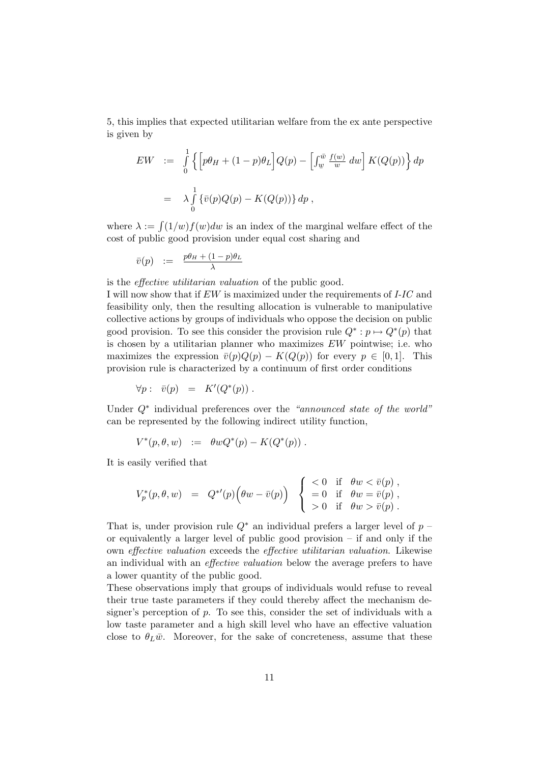5, this implies that expected utilitarian welfare from the ex ante perspective is given by

$$
\begin{aligned}
EW &:= \int_0^1 \left\{ \Big[ p\theta_H + (1-p)\theta_L \Big] Q(p) - \left[ \int_{\underline{w}}^{\bar{w}} \frac{f(w)}{w}\, dw \right] K(Q(p)) \right\} dp \\
&= \lambda \int_0^1 \left\{ \bar{v}(p) Q(p) - K(Q(p)) \right\} dp \,,
\end{aligned}
$$

where $\lambda := \int (1/w) f(w) dw$ is an index of the marginal welfare effect of the cost of public good provision under equal cost sharing and

$$
\bar{v}(p) \;:=\; \frac{p\theta_H + (1-p)\theta_L}{\lambda}
$$

is the *effective utilitarian valuation* of the public good.

I will now show that if $EW$ is maximized under the requirements of *I-IC* and feasibility only, then the resulting allocation is vulnerable to manipulative collective actions by groups of individuals who oppose the decision on public good provision. To see this consider the provision rule $Q^* : p \mapsto Q^*(p)$ that is chosen by a utilitarian planner who maximizes $EW$ pointwise; i.e. who maximizes the expression $\bar{v}(p)Q(p) - K(Q(p))$ for every $p \in [0,1]$. This provision rule is characterized by a continuum of first order conditions

$$
\forall p : \;\; \bar{v}(p) \;=\; K'(Q^*(p)) \,.
$$

Under $Q^*$ individual preferences over the *"announced state of the world"* can be represented by the following indirect utility function,

$$
V^*(p, \theta, w) \;:=\; \theta w Q^*(p) - K(Q^*(p)) \,.
$$

It is easily verified that

$$
V_p^*(p, \theta, w) \;=\; Q^{*\prime}(p) \Big( \theta w - \bar{v}(p) \Big) \;\; \begin{cases} < 0 & \text{if} \;\; \theta w < \bar{v}(p) \,, \\ = 0 & \text{if} \;\; \theta w = \bar{v}(p) \,, \\ > 0 & \text{if} \;\; \theta w > \bar{v}(p) \,. \end{cases}
$$

That is, under provision rule $Q^*$ an individual prefers a larger level of $p$ – or equivalently a larger level of public good provision – if and only if the own *effective valuation* exceeds the *effective utilitarian valuation*. Likewise an individual with an *effective valuation* below the average prefers to have a lower quantity of the public good.

These observations imply that groups of individuals would refuse to reveal their true taste parameters if they could thereby affect the mechanism designer's perception of $p$. To see this, consider the set of individuals with a low taste parameter and a high skill level who have an effective valuation close to $\theta_L \bar{w}$. Moreover, for the sake of concreteness, assume that these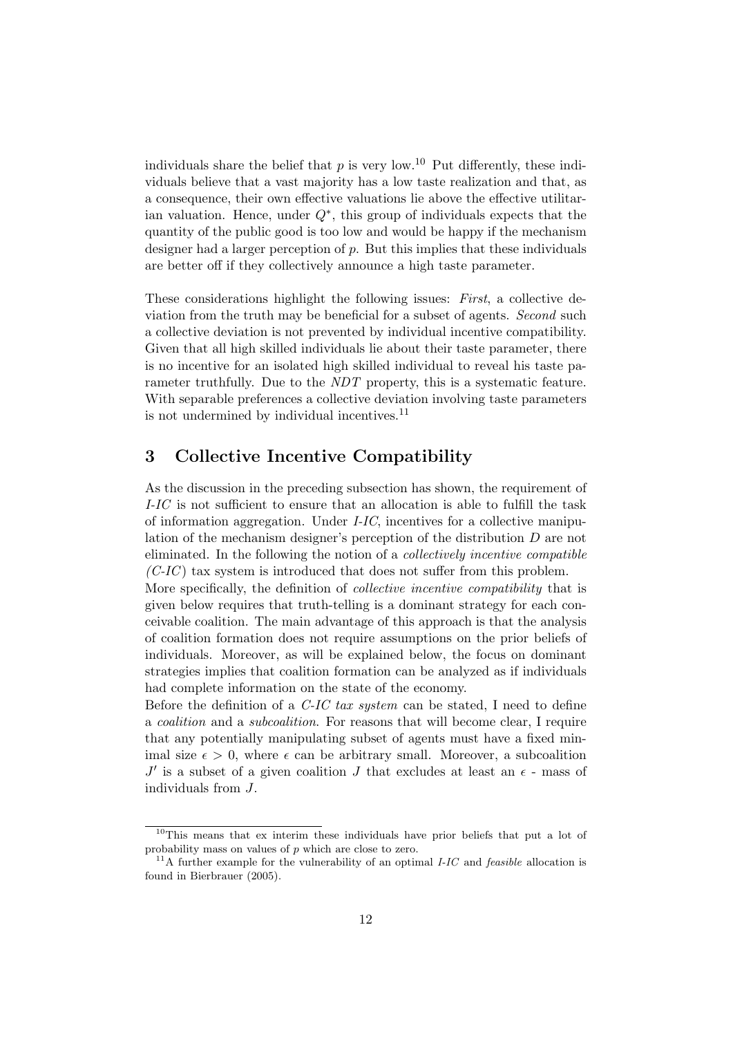individuals share the belief that $p$ is very low.[10] Put differently, these individuals believe that a vast majority has a low taste realization and that, as a consequence, their own effective valuations lie above the effective utilitarian valuation. Hence, under $Q^*$, this group of individuals expects that the quantity of the public good is too low and would be happy if the mechanism designer had a larger perception of $p$. But this implies that these individuals are better off if they collectively announce a high taste parameter.

These considerations highlight the following issues: *First*, a collective deviation from the truth may be beneficial for a subset of agents. *Second* such a collective deviation is not prevented by individual incentive compatibility. Given that all high skilled individuals lie about their taste parameter, there is no incentive for an isolated high skilled individual to reveal his taste parameter truthfully. Due to the *NDT* property, this is a systematic feature. With separable preferences a collective deviation involving taste parameters is not undermined by individual incentives.[11]

## 3 Collective Incentive Compatibility

As the discussion in the preceding subsection has shown, the requirement of *I-IC* is not sufficient to ensure that an allocation is able to fulfill the task of information aggregation. Under *I-IC*, incentives for a collective manipulation of the mechanism designer's perception of the distribution $D$ are not eliminated. In the following the notion of a *collectively incentive compatible (C-IC)* tax system is introduced that does not suffer from this problem.

More specifically, the definition of *collective incentive compatibility* that is given below requires that truth-telling is a dominant strategy for each conceivable coalition. The main advantage of this approach is that the analysis of coalition formation does not require assumptions on the prior beliefs of individuals. Moreover, as will be explained below, the focus on dominant strategies implies that coalition formation can be analyzed as if individuals had complete information on the state of the economy.

Before the definition of a *C-IC tax system* can be stated, I need to define a *coalition* and a *subcoalition*. For reasons that will become clear, I require that any potentially manipulating subset of agents must have a fixed minimal size $\epsilon > 0$, where $\epsilon$ can be arbitrary small. Moreover, a subcoalition $J'$ is a subset of a given coalition $J$ that excludes at least an $\epsilon$ - mass of individuals from $J$.

[10] This means that ex interim these individuals have prior beliefs that put a lot of probability mass on values of $p$ which are close to zero.

[11] A further example for the vulnerability of an optimal *I-IC* and *feasible* allocation is found in Bierbrauer (2005).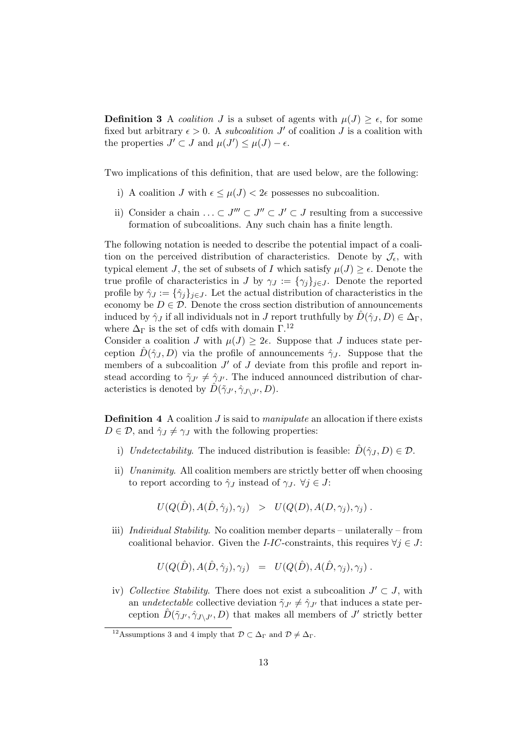**Definition 3** A *coalition* $J$ is a subset of agents with $\mu(J) \geq \epsilon$, for some fixed but arbitrary $\epsilon > 0$. A *subcoalition* $J'$ of coalition $J$ is a coalition with the properties $J' \subset J$ and $\mu(J') \leq \mu(J) - \epsilon$.

Two implications of this definition, that are used below, are the following:

i) A coalition $J$ with $\epsilon \leq \mu(J) < 2\epsilon$ possesses no subcoalition.

ii) Consider a chain $\ldots \subset J''' \subset J'' \subset J' \subset J$ resulting from a successive formation of subcoalitions. Any such chain has a finite length.

The following notation is needed to describe the potential impact of a coalition on the perceived distribution of characteristics. Denote by $\mathcal{J}_\epsilon$, with typical element $J$, the set of subsets of $I$ which satisfy $\mu(J) \geq \epsilon$. Denote the true profile of characteristics in $J$ by $\gamma_J := \{\gamma_j\}_{j \in J}$. Denote the reported profile by $\hat{\gamma}_J := \{\hat{\gamma}_j\}_{j \in J}$. Let the actual distribution of characteristics in the economy be $D \in \mathcal{D}$. Denote the cross section distribution of announcements induced by $\hat{\gamma}_J$ if all individuals not in $J$ report truthfully by $\hat{D}(\hat{\gamma}_J, D) \in \Delta_\Gamma$, where $\Delta_\Gamma$ is the set of cdfs with domain $\Gamma$.[12]
Consider a coalition $J$ with $\mu(J) \geq 2\epsilon$. Suppose that $J$ induces state perception $\hat{D}(\hat{\gamma}_J, D)$ via the profile of announcements $\hat{\gamma}_J$. Suppose that the members of a subcoalition $J'$ of $J$ deviate from this profile and report instead according to $\tilde{\gamma}_{J'} \neq \hat{\gamma}_{J'}$. The induced announced distribution of characteristics is denoted by $\hat{D}(\tilde{\gamma}_{J'}, \hat{\gamma}_{J \setminus J'}, D)$.

**Definition 4** A coalition $J$ is said to *manipulate* an allocation if there exists $D \in \mathcal{D}$, and $\hat{\gamma}_J \neq \gamma_J$ with the following properties:

i) *Undetectability*. The induced distribution is feasible: $\hat{D}(\hat{\gamma}_J, D) \in \mathcal{D}$.

ii) *Unanimity*. All coalition members are strictly better off when choosing to report according to $\hat{\gamma}_J$ instead of $\gamma_J$. $\forall j \in J$:

$$U(Q(\hat{D}), A(\hat{D}, \hat{\gamma}_j), \gamma_j) \quad > \quad U(Q(D), A(D, \gamma_j), \gamma_j) \, .$$

iii) *Individual Stability*. No coalition member departs – unilaterally – from coalitional behavior. Given the *I-IC*-constraints, this requires $\forall j \in J$:

$$U(Q(\hat{D}), A(\hat{D}, \hat{\gamma}_j), \gamma_j) \quad = \quad U(Q(\hat{D}), A(\hat{D}, \gamma_j), \gamma_j) \, .$$

iv) *Collective Stability*. There does not exist a subcoalition $J' \subset J$, with an *undetectable* collective deviation $\tilde{\gamma}_{J'} \neq \hat{\gamma}_{J'}$ that induces a state perception $\hat{D}(\tilde{\gamma}_{J'}, \hat{\gamma}_{J \setminus J'}, D)$ that makes all members of $J'$ strictly better

[12] Assumptions 3 and 4 imply that $\mathcal{D} \subset \Delta_\Gamma$ and $\mathcal{D} \neq \Delta_\Gamma$.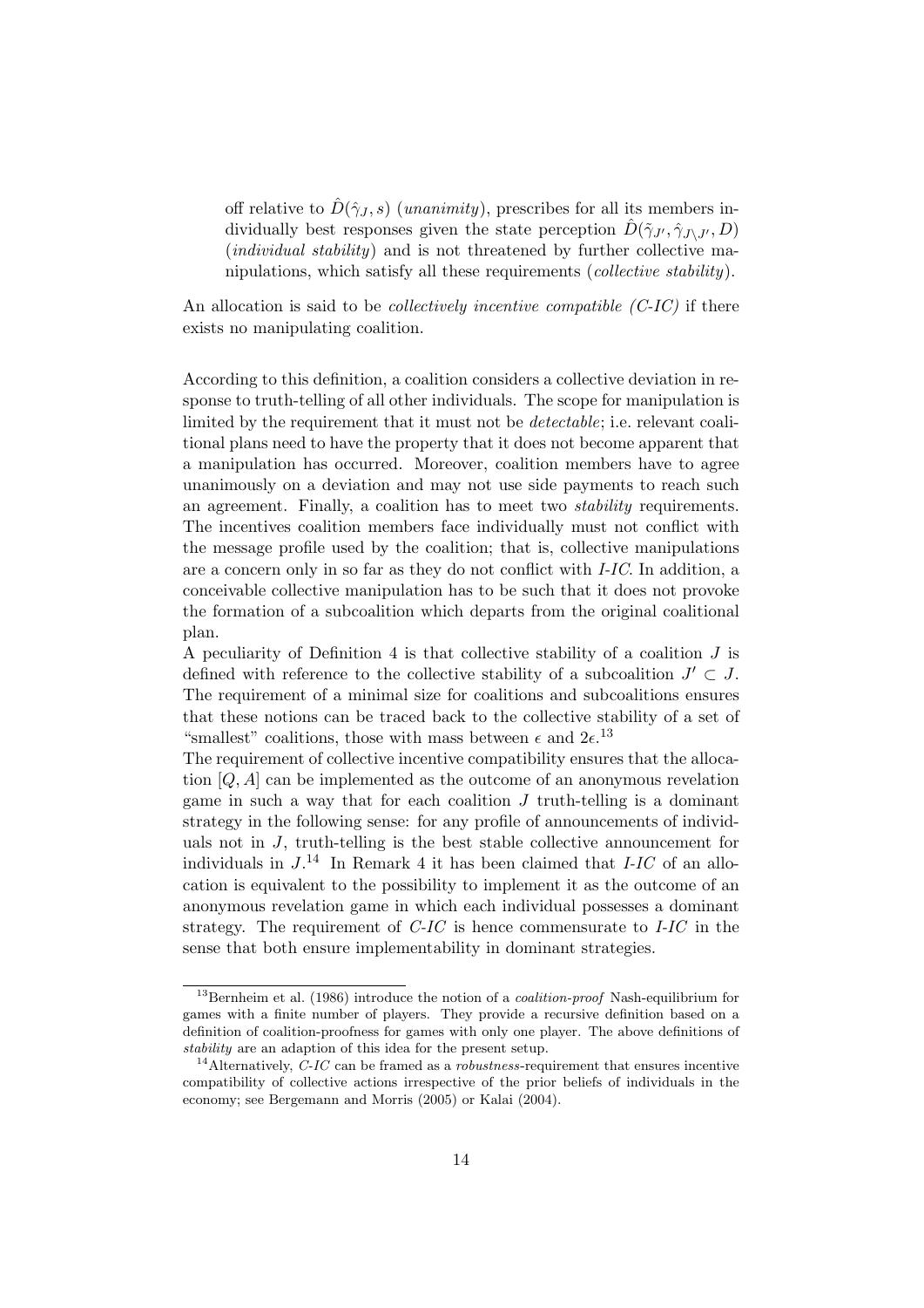off relative to $\hat{D}(\hat{\gamma}_J, s)$ (*unanimity*), prescribes for all its members individually best responses given the state perception $\hat{D}(\tilde{\gamma}_{J'}, \hat{\gamma}_{J \setminus J'}, D)$ (*individual stability*) and is not threatened by further collective manipulations, which satisfy all these requirements (*collective stability*).

An allocation is said to be *collectively incentive compatible (C-IC)* if there exists no manipulating coalition.

According to this definition, a coalition considers a collective deviation in response to truth-telling of all other individuals. The scope for manipulation is limited by the requirement that it must not be *detectable*; i.e. relevant coalitional plans need to have the property that it does not become apparent that a manipulation has occurred. Moreover, coalition members have to agree unanimously on a deviation and may not use side payments to reach such an agreement. Finally, a coalition has to meet two *stability* requirements. The incentives coalition members face individually must not conflict with the message profile used by the coalition; that is, collective manipulations are a concern only in so far as they do not conflict with *I-IC*. In addition, a conceivable collective manipulation has to be such that it does not provoke the formation of a subcoalition which departs from the original coalitional plan.

A peculiarity of Definition 4 is that collective stability of a coalition $J$ is defined with reference to the collective stability of a subcoalition $J' \subset J$. The requirement of a minimal size for coalitions and subcoalitions ensures that these notions can be traced back to the collective stability of a set of "smallest" coalitions, those with mass between $\epsilon$ and $2\epsilon$.[13]

The requirement of collective incentive compatibility ensures that the allocation $[Q, A]$ can be implemented as the outcome of an anonymous revelation game in such a way that for each coalition $J$ truth-telling is a dominant strategy in the following sense: for any profile of announcements of individuals not in $J$, truth-telling is the best stable collective announcement for individuals in $J$.[14] In Remark 4 it has been claimed that *I-IC* of an allocation is equivalent to the possibility to implement it as the outcome of an anonymous revelation game in which each individual possesses a dominant strategy. The requirement of *C-IC* is hence commensurate to *I-IC* in the sense that both ensure implementability in dominant strategies.

---

[13] Bernheim et al. (1986) introduce the notion of a *coalition-proof* Nash-equilibrium for games with a finite number of players. They provide a recursive definition based on a definition of coalition-proofness for games with only one player. The above definitions of *stability* are an adaption of this idea for the present setup.

[14] Alternatively, *C-IC* can be framed as a *robustness*-requirement that ensures incentive compatibility of collective actions irrespective of the prior beliefs of individuals in the economy; see Bergemann and Morris (2005) or Kalai (2004).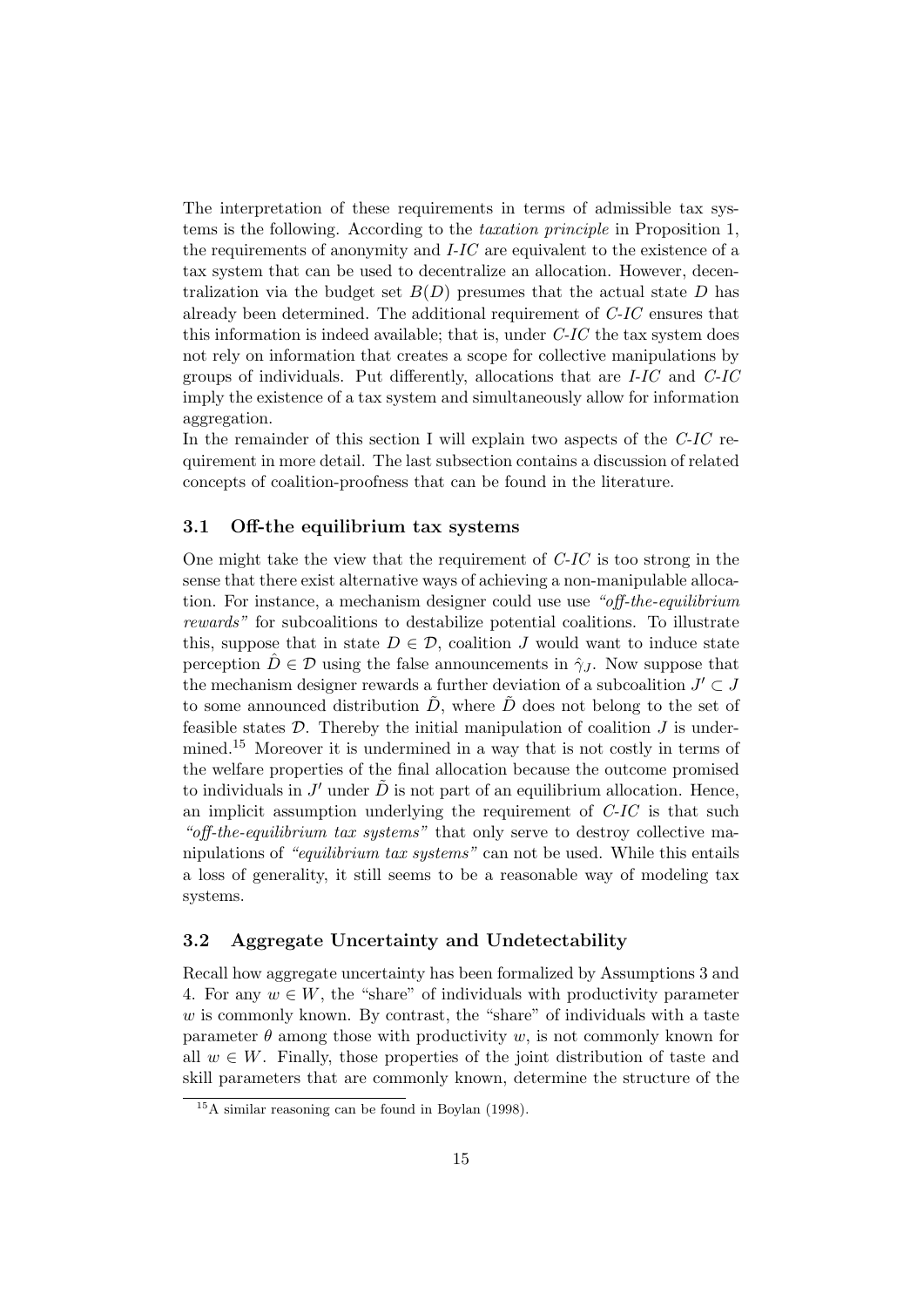The interpretation of these requirements in terms of admissible tax systems is the following. According to the *taxation principle* in Proposition 1, the requirements of anonymity and *I-IC* are equivalent to the existence of a tax system that can be used to decentralize an allocation. However, decentralization via the budget set $B(D)$ presumes that the actual state $D$ has already been determined. The additional requirement of *C-IC* ensures that this information is indeed available; that is, under *C-IC* the tax system does not rely on information that creates a scope for collective manipulations by groups of individuals. Put differently, allocations that are *I-IC* and *C-IC* imply the existence of a tax system and simultaneously allow for information aggregation.

In the remainder of this section I will explain two aspects of the *C-IC* requirement in more detail. The last subsection contains a discussion of related concepts of coalition-proofness that can be found in the literature.

### 3.1 Off-the equilibrium tax systems

One might take the view that the requirement of *C-IC* is too strong in the sense that there exist alternative ways of achieving a non-manipulable allocation. For instance, a mechanism designer could use use *"off-the-equilibrium rewards"* for subcoalitions to destabilize potential coalitions. To illustrate this, suppose that in state $D \in \mathcal{D}$, coalition $J$ would want to induce state perception $\hat{D} \in \mathcal{D}$ using the false announcements in $\hat{\gamma}_J$. Now suppose that the mechanism designer rewards a further deviation of a subcoalition $J' \subset J$ to some announced distribution $\tilde{D}$, where $\tilde{D}$ does not belong to the set of feasible states $\mathcal{D}$. Thereby the initial manipulation of coalition $J$ is undermined.[15] Moreover it is undermined in a way that is not costly in terms of the welfare properties of the final allocation because the outcome promised to individuals in $J'$ under $\tilde{D}$ is not part of an equilibrium allocation. Hence, an implicit assumption underlying the requirement of *C-IC* is that such *"off-the-equilibrium tax systems"* that only serve to destroy collective manipulations of *"equilibrium tax systems"* can not be used. While this entails a loss of generality, it still seems to be a reasonable way of modeling tax systems.

### 3.2 Aggregate Uncertainty and Undetectability

Recall how aggregate uncertainty has been formalized by Assumptions 3 and 4. For any $w \in W$, the "share" of individuals with productivity parameter $w$ is commonly known. By contrast, the "share" of individuals with a taste parameter $\theta$ among those with productivity $w$, is not commonly known for all $w \in W$. Finally, those properties of the joint distribution of taste and skill parameters that are commonly known, determine the structure of the

[15] A similar reasoning can be found in Boylan (1998).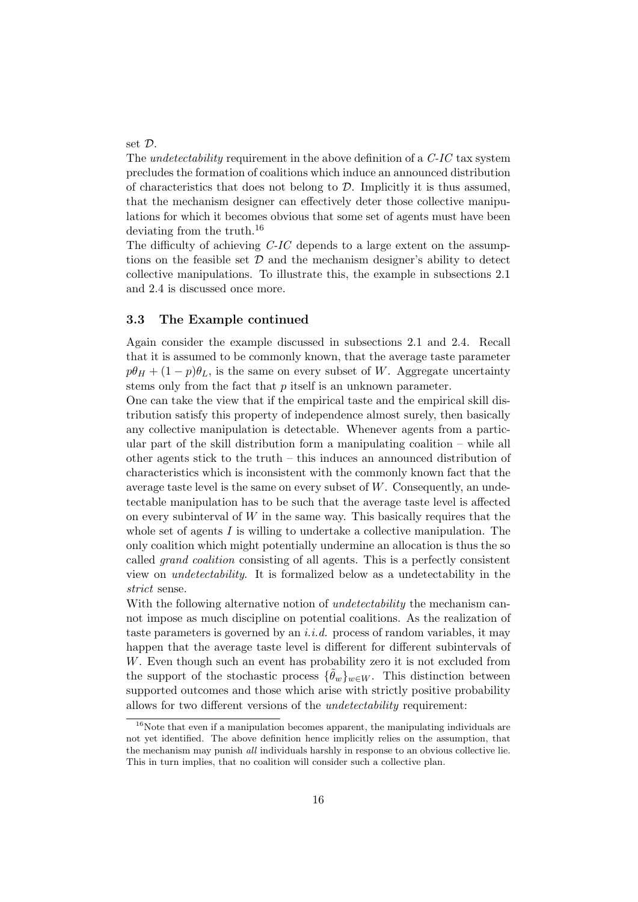set $\mathcal{D}$.

The *undetectability* requirement in the above definition of a *C-IC* tax system precludes the formation of coalitions which induce an announced distribution of characteristics that does not belong to $\mathcal{D}$. Implicitly it is thus assumed, that the mechanism designer can effectively deter those collective manipulations for which it becomes obvious that some set of agents must have been deviating from the truth.[16]

The difficulty of achieving *C-IC* depends to a large extent on the assumptions on the feasible set $\mathcal{D}$ and the mechanism designer's ability to detect collective manipulations. To illustrate this, the example in subsections 2.1 and 2.4 is discussed once more.

### 3.3 The Example continued

Again consider the example discussed in subsections 2.1 and 2.4. Recall that it is assumed to be commonly known, that the average taste parameter $p\theta_H + (1-p)\theta_L$, is the same on every subset of $W$. Aggregate uncertainty stems only from the fact that $p$ itself is an unknown parameter.

One can take the view that if the empirical taste and the empirical skill distribution satisfy this property of independence almost surely, then basically any collective manipulation is detectable. Whenever agents from a particular part of the skill distribution form a manipulating coalition – while all other agents stick to the truth – this induces an announced distribution of characteristics which is inconsistent with the commonly known fact that the average taste level is the same on every subset of $W$. Consequently, an undetectable manipulation has to be such that the average taste level is affected on every subinterval of $W$ in the same way. This basically requires that the whole set of agents $I$ is willing to undertake a collective manipulation. The only coalition which might potentially undermine an allocation is thus the so called *grand coalition* consisting of all agents. This is a perfectly consistent view on *undetectability*. It is formalized below as a undetectability in the *strict* sense.

With the following alternative notion of *undetectability* the mechanism cannot impose as much discipline on potential coalitions. As the realization of taste parameters is governed by an *i.i.d.* process of random variables, it may happen that the average taste level is different for different subintervals of $W$. Even though such an event has probability zero it is not excluded from the support of the stochastic process $\{\tilde{\theta}_w\}_{w \in W}$. This distinction between supported outcomes and those which arise with strictly positive probability allows for two different versions of the *undetectability* requirement:

[16] Note that even if a manipulation becomes apparent, the manipulating individuals are not yet identified. The above definition hence implicitly relies on the assumption, that the mechanism may punish *all* individuals harshly in response to an obvious collective lie. This in turn implies, that no coalition will consider such a collective plan.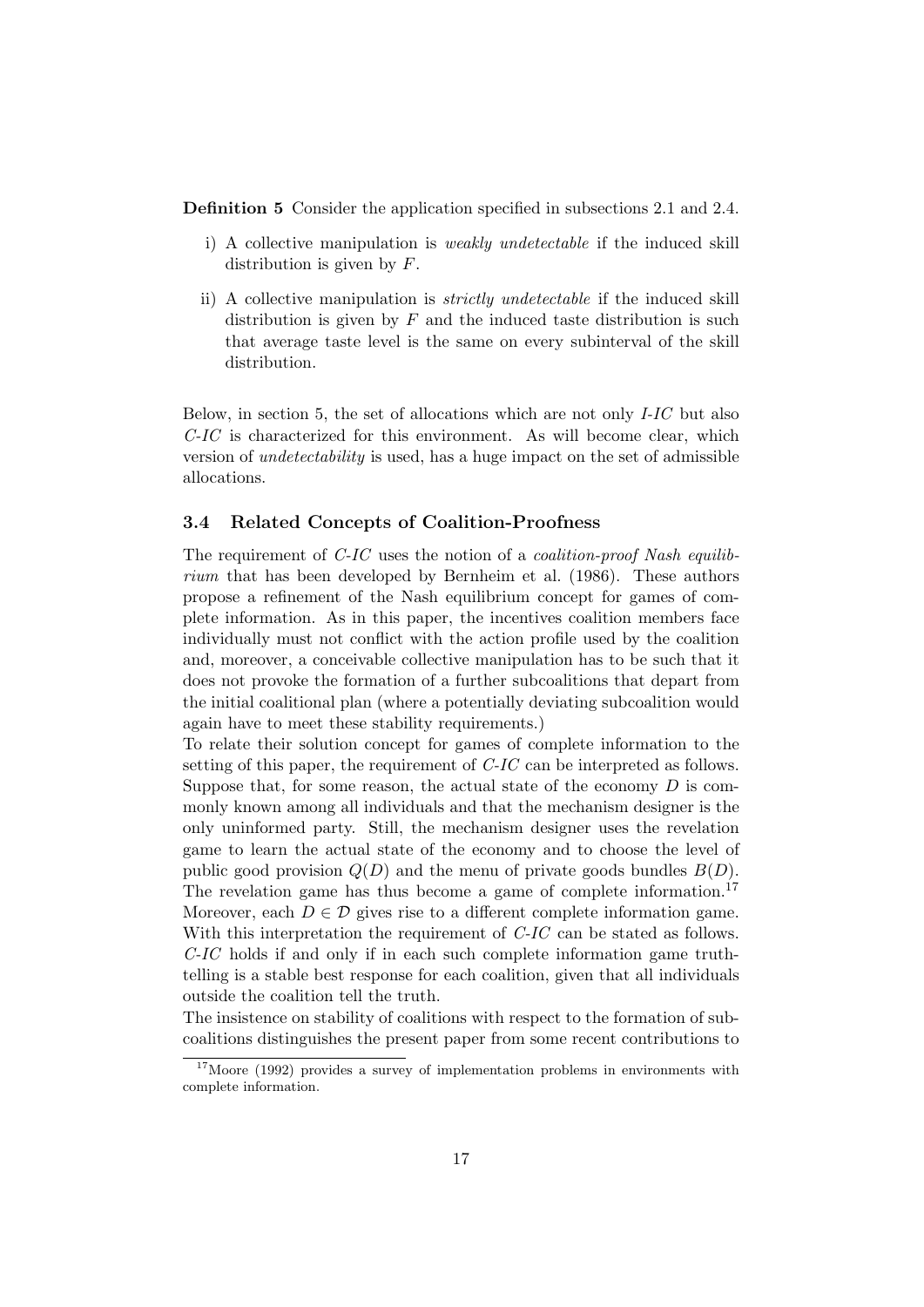**Definition 5** Consider the application specified in subsections 2.1 and 2.4.

i) A collective manipulation is *weakly undetectable* if the induced skill distribution is given by $F$.

ii) A collective manipulation is *strictly undetectable* if the induced skill distribution is given by $F$ and the induced taste distribution is such that average taste level is the same on every subinterval of the skill distribution.

Below, in section 5, the set of allocations which are not only *I-IC* but also *C-IC* is characterized for this environment. As will become clear, which version of *undetectability* is used, has a huge impact on the set of admissible allocations.

### 3.4 Related Concepts of Coalition-Proofness

The requirement of *C-IC* uses the notion of a *coalition-proof Nash equilibrium* that has been developed by Bernheim et al. (1986). These authors propose a refinement of the Nash equilibrium concept for games of complete information. As in this paper, the incentives coalition members face individually must not conflict with the action profile used by the coalition and, moreover, a conceivable collective manipulation has to be such that it does not provoke the formation of a further subcoalitions that depart from the initial coalitional plan (where a potentially deviating subcoalition would again have to meet these stability requirements.)

To relate their solution concept for games of complete information to the setting of this paper, the requirement of *C-IC* can be interpreted as follows. Suppose that, for some reason, the actual state of the economy $D$ is commonly known among all individuals and that the mechanism designer is the only uninformed party. Still, the mechanism designer uses the revelation game to learn the actual state of the economy and to choose the level of public good provision $Q(D)$ and the menu of private goods bundles $B(D)$. The revelation game has thus become a game of complete information.[17] Moreover, each $D \in \mathcal{D}$ gives rise to a different complete information game. With this interpretation the requirement of *C-IC* can be stated as follows. *C-IC* holds if and only if in each such complete information game truth-telling is a stable best response for each coalition, given that all individuals outside the coalition tell the truth.

The insistence on stability of coalitions with respect to the formation of subcoalitions distinguishes the present paper from some recent contributions to

[17] Moore (1992) provides a survey of implementation problems in environments with complete information.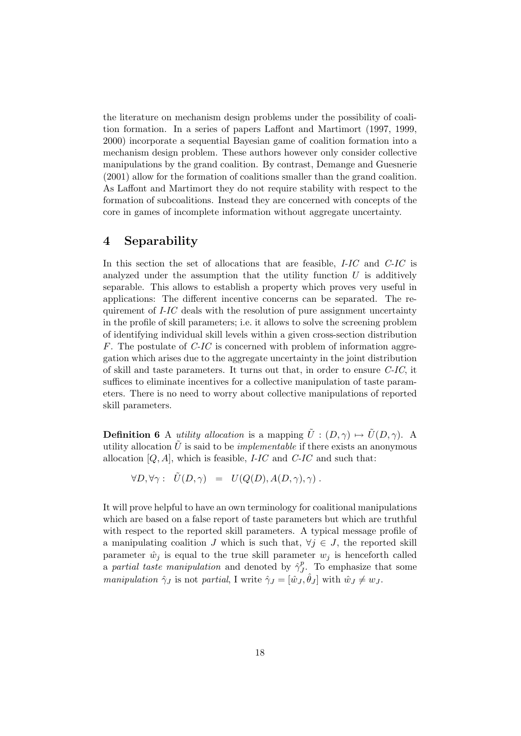the literature on mechanism design problems under the possibility of coalition formation. In a series of papers Laffont and Martimort (1997, 1999, 2000) incorporate a sequential Bayesian game of coalition formation into a mechanism design problem. These authors however only consider collective manipulations by the grand coalition. By contrast, Demange and Guesnerie (2001) allow for the formation of coalitions smaller than the grand coalition. As Laffont and Martimort they do not require stability with respect to the formation of subcoalitions. Instead they are concerned with concepts of the core in games of incomplete information without aggregate uncertainty.

## 4 Separability

In this section the set of allocations that are feasible, *I-IC* and *C-IC* is analyzed under the assumption that the utility function $U$ is additively separable. This allows to establish a property which proves very useful in applications: The different incentive concerns can be separated. The requirement of *I-IC* deals with the resolution of pure assignment uncertainty in the profile of skill parameters; i.e. it allows to solve the screening problem of identifying individual skill levels within a given cross-section distribution $F$. The postulate of *C-IC* is concerned with problem of information aggregation which arises due to the aggregate uncertainty in the joint distribution of skill and taste parameters. It turns out that, in order to ensure *C-IC*, it suffices to eliminate incentives for a collective manipulation of taste parameters. There is no need to worry about collective manipulations of reported skill parameters.

**Definition 6** A *utility allocation* is a mapping $\tilde{U} : (D, \gamma) \mapsto \tilde{U}(D, \gamma)$. A utility allocation $\tilde{U}$ is said to be *implementable* if there exists an anonymous allocation $[Q, A]$, which is feasible, *I-IC* and *C-IC* and such that:

$$\forall D, \forall \gamma : \quad \tilde{U}(D, \gamma) \;\; = \;\; U(Q(D), A(D, \gamma), \gamma) \, .$$

It will prove helpful to have an own terminology for coalitional manipulations which are based on a false report of taste parameters but which are truthful with respect to the reported skill parameters. A typical message profile of a manipulating coalition $J$ which is such that, $\forall j \in J$, the reported skill parameter $\hat{w}_j$ is equal to the true skill parameter $w_j$ is henceforth called a *partial taste manipulation* and denoted by $\hat{\gamma}^p_J$. To emphasize that some *manipulation* $\hat{\gamma}_J$ is not *partial*, I write $\hat{\gamma}_J = [\hat{w}_J, \hat{\theta}_J]$ with $\hat{w}_J \neq w_J$.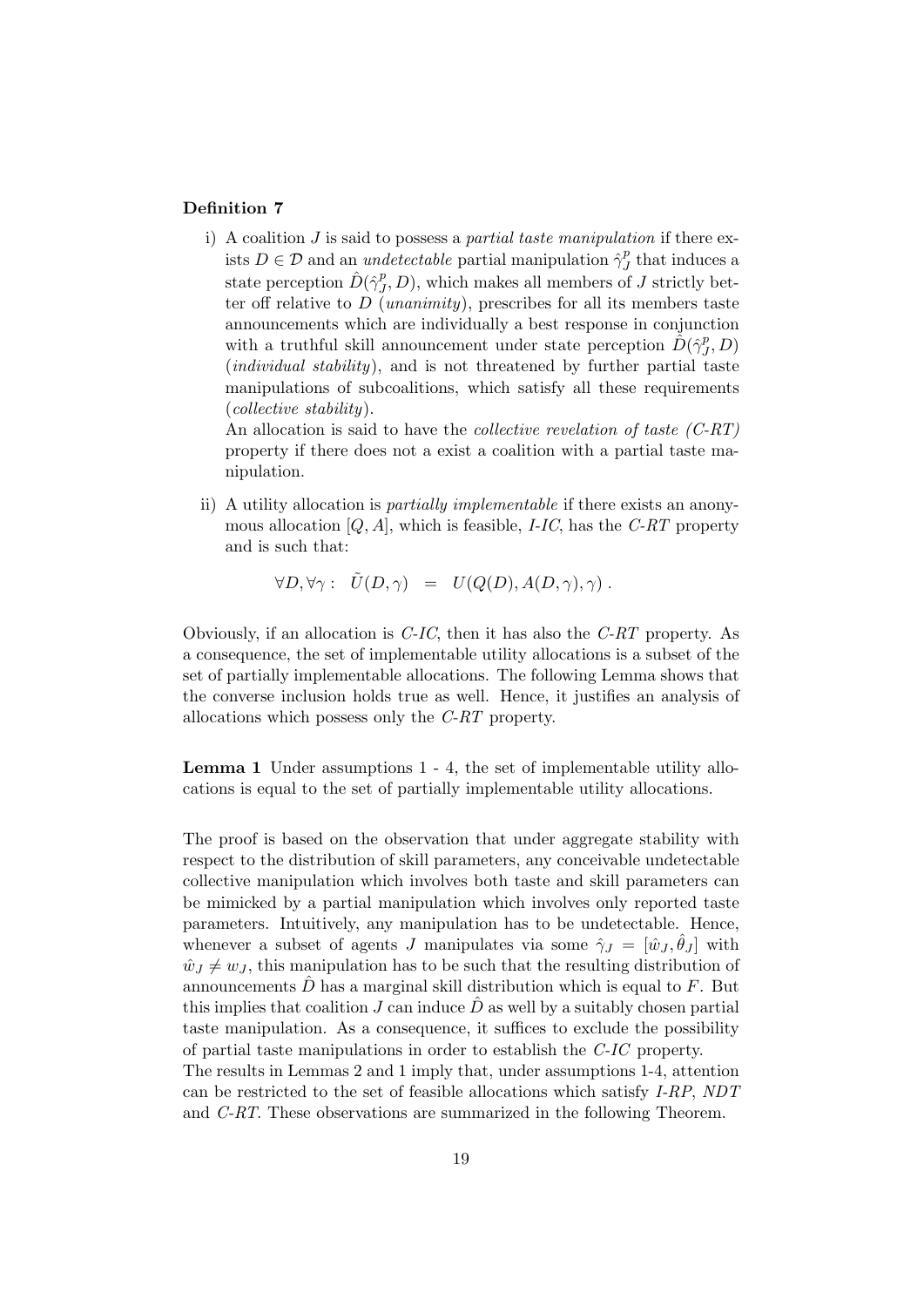**Definition 7**

i) A coalition $J$ is said to possess a *partial taste manipulation* if there exists $D \in \mathcal{D}$ and an *undetectable* partial manipulation $\hat{\gamma}^p_J$ that induces a state perception $\hat{D}(\hat{\gamma}^p_J, D)$, which makes all members of $J$ strictly better off relative to $D$ (*unanimity*), prescribes for all its members taste announcements which are individually a best response in conjunction with a truthful skill announcement under state perception $\hat{D}(\hat{\gamma}^p_J, D)$ (*individual stability*), and is not threatened by further partial taste manipulations of subcoalitions, which satisfy all these requirements (*collective stability*).

   An allocation is said to have the *collective revelation of taste (C-RT)* property if there does not a exist a coalition with a partial taste manipulation.

ii) A utility allocation is *partially implementable* if there exists an anonymous allocation $[Q, A]$, which is feasible, *I-IC*, has the *C-RT* property and is such that:

$$\forall D, \forall \gamma : \quad \tilde{U}(D, \gamma) \;\; = \;\; U(Q(D), A(D, \gamma), \gamma) \, .$$

Obviously, if an allocation is *C-IC*, then it has also the *C-RT* property. As a consequence, the set of implementable utility allocations is a subset of the set of partially implementable allocations. The following Lemma shows that the converse inclusion holds true as well. Hence, it justifies an analysis of allocations which possess only the *C-RT* property.

**Lemma 1** Under assumptions 1 - 4, the set of implementable utility allocations is equal to the set of partially implementable utility allocations.

The proof is based on the observation that under aggregate stability with respect to the distribution of skill parameters, any conceivable undetectable collective manipulation which involves both taste and skill parameters can be mimicked by a partial manipulation which involves only reported taste parameters. Intuitively, any manipulation has to be undetectable. Hence, whenever a subset of agents $J$ manipulates via some $\hat{\gamma}_J = [\hat{w}_J, \hat{\theta}_J]$ with $\hat{w}_J \neq w_J$, this manipulation has to be such that the resulting distribution of announcements $\hat{D}$ has a marginal skill distribution which is equal to $F$. But this implies that coalition $J$ can induce $\hat{D}$ as well by a suitably chosen partial taste manipulation. As a consequence, it suffices to exclude the possibility of partial taste manipulations in order to establish the *C-IC* property.
The results in Lemmas 2 and 1 imply that, under assumptions 1-4, attention can be restricted to the set of feasible allocations which satisfy *I-RP*, *NDT* and *C-RT*. These observations are summarized in the following Theorem.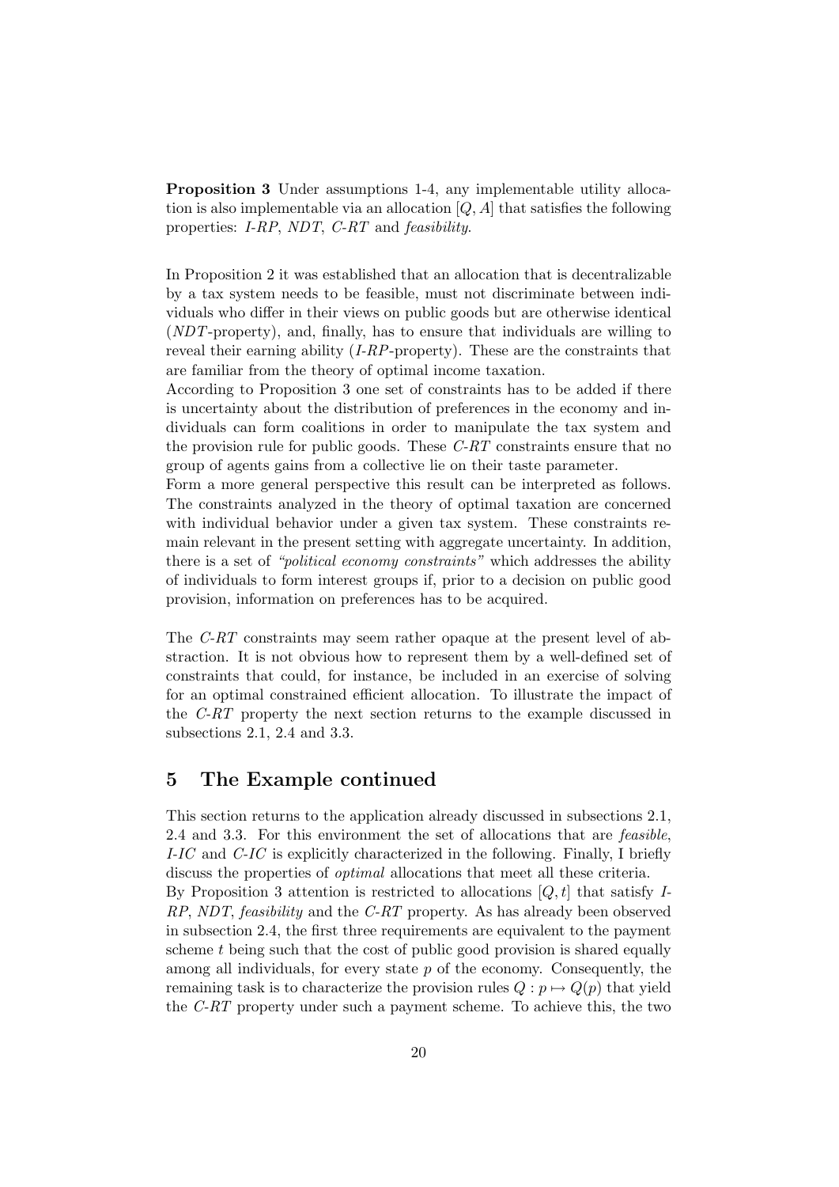**Proposition 3** Under assumptions 1-4, any implementable utility allocation is also implementable via an allocation $[Q, A]$ that satisfies the following properties: *I-RP*, *NDT*, *C-RT* and *feasibility*.

In Proposition 2 it was established that an allocation that is decentralizable by a tax system needs to be feasible, must not discriminate between individuals who differ in their views on public goods but are otherwise identical (*NDT*-property), and, finally, has to ensure that individuals are willing to reveal their earning ability (*I-RP*-property). These are the constraints that are familiar from the theory of optimal income taxation.
According to Proposition 3 one set of constraints has to be added if there is uncertainty about the distribution of preferences in the economy and individuals can form coalitions in order to manipulate the tax system and the provision rule for public goods. These *C-RT* constraints ensure that no group of agents gains from a collective lie on their taste parameter.
Form a more general perspective this result can be interpreted as follows. The constraints analyzed in the theory of optimal taxation are concerned with individual behavior under a given tax system. These constraints remain relevant in the present setting with aggregate uncertainty. In addition, there is a set of *"political economy constraints"* which addresses the ability of individuals to form interest groups if, prior to a decision on public good provision, information on preferences has to be acquired.

The *C-RT* constraints may seem rather opaque at the present level of abstraction. It is not obvious how to represent them by a well-defined set of constraints that could, for instance, be included in an exercise of solving for an optimal constrained efficient allocation. To illustrate the impact of the *C-RT* property the next section returns to the example discussed in subsections 2.1, 2.4 and 3.3.

# 5 The Example continued

This section returns to the application already discussed in subsections 2.1, 2.4 and 3.3. For this environment the set of allocations that are *feasible*, *I-IC* and *C-IC* is explicitly characterized in the following. Finally, I briefly discuss the properties of *optimal* allocations that meet all these criteria.
By Proposition 3 attention is restricted to allocations $[Q, t]$ that satisfy *I-RP*, *NDT*, *feasibility* and the *C-RT* property. As has already been observed in subsection 2.4, the first three requirements are equivalent to the payment scheme $t$ being such that the cost of public good provision is shared equally among all individuals, for every state $p$ of the economy. Consequently, the remaining task is to characterize the provision rules $Q : p \mapsto Q(p)$ that yield the *C-RT* property under such a payment scheme. To achieve this, the two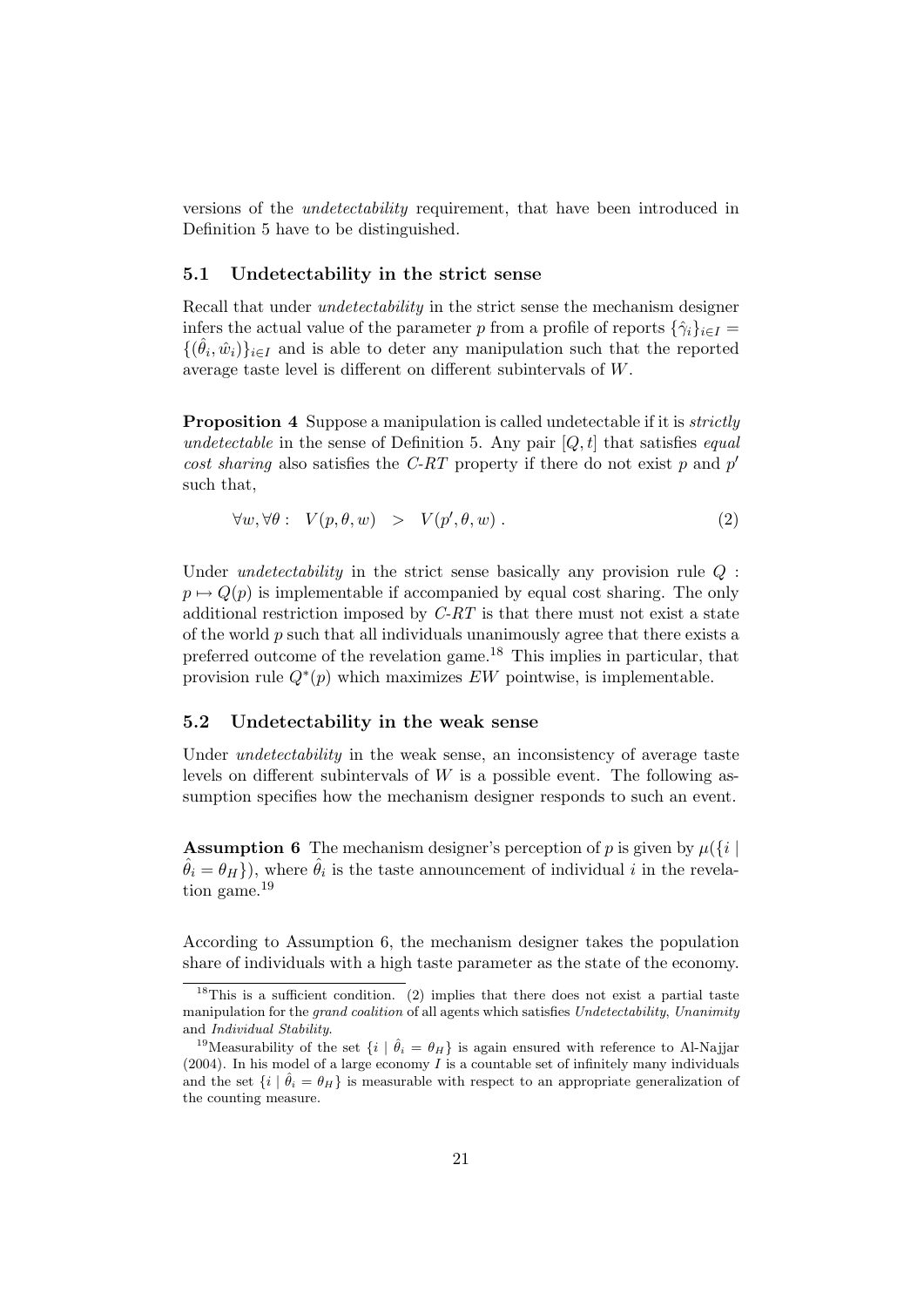versions of the *undetectability* requirement, that have been introduced in Definition 5 have to be distinguished.

## 5.1 Undetectability in the strict sense

Recall that under *undetectability* in the strict sense the mechanism designer infers the actual value of the parameter $p$ from a profile of reports $\{\hat{\gamma}_i\}_{i \in I} = \{(\hat{\theta}_i, \hat{w}_i)\}_{i \in I}$ and is able to deter any manipulation such that the reported average taste level is different on different subintervals of $W$.

**Proposition 4** Suppose a manipulation is called undetectable if it is *strictly undetectable* in the sense of Definition 5. Any pair $[Q, t]$ that satisfies *equal cost sharing* also satisfies the *C-RT* property if there do not exist $p$ and $p'$ such that,

$$\forall w, \forall \theta : \quad V(p, \theta, w) \quad > \quad V(p', \theta, w) \, . \tag{2}$$

Under *undetectability* in the strict sense basically any provision rule $Q : p \mapsto Q(p)$ is implementable if accompanied by equal cost sharing. The only additional restriction imposed by *C-RT* is that there must not exist a state of the world $p$ such that all individuals unanimously agree that there exists a preferred outcome of the revelation game.[18] This implies in particular, that provision rule $Q^*(p)$ which maximizes $EW$ pointwise, is implementable.

## 5.2 Undetectability in the weak sense

Under *undetectability* in the weak sense, an inconsistency of average taste levels on different subintervals of $W$ is a possible event. The following assumption specifies how the mechanism designer responds to such an event.

**Assumption 6** The mechanism designer's perception of $p$ is given by $\mu(\{i \mid \hat{\theta}_i = \theta_H\})$, where $\hat{\theta}_i$ is the taste announcement of individual $i$ in the revelation game.[19]

According to Assumption 6, the mechanism designer takes the population share of individuals with a high taste parameter as the state of the economy.

---

[18] This is a sufficient condition. (2) implies that there does not exist a partial taste manipulation for the *grand coalition* of all agents which satisfies *Undetectability*, *Unanimity* and *Individual Stability*.

[19] Measurability of the set $\{i \mid \hat{\theta}_i = \theta_H\}$ is again ensured with reference to Al-Najjar (2004). In his model of a large economy $I$ is a countable set of infinitely many individuals and the set $\{i \mid \hat{\theta}_i = \theta_H\}$ is measurable with respect to an appropriate generalization of the counting measure.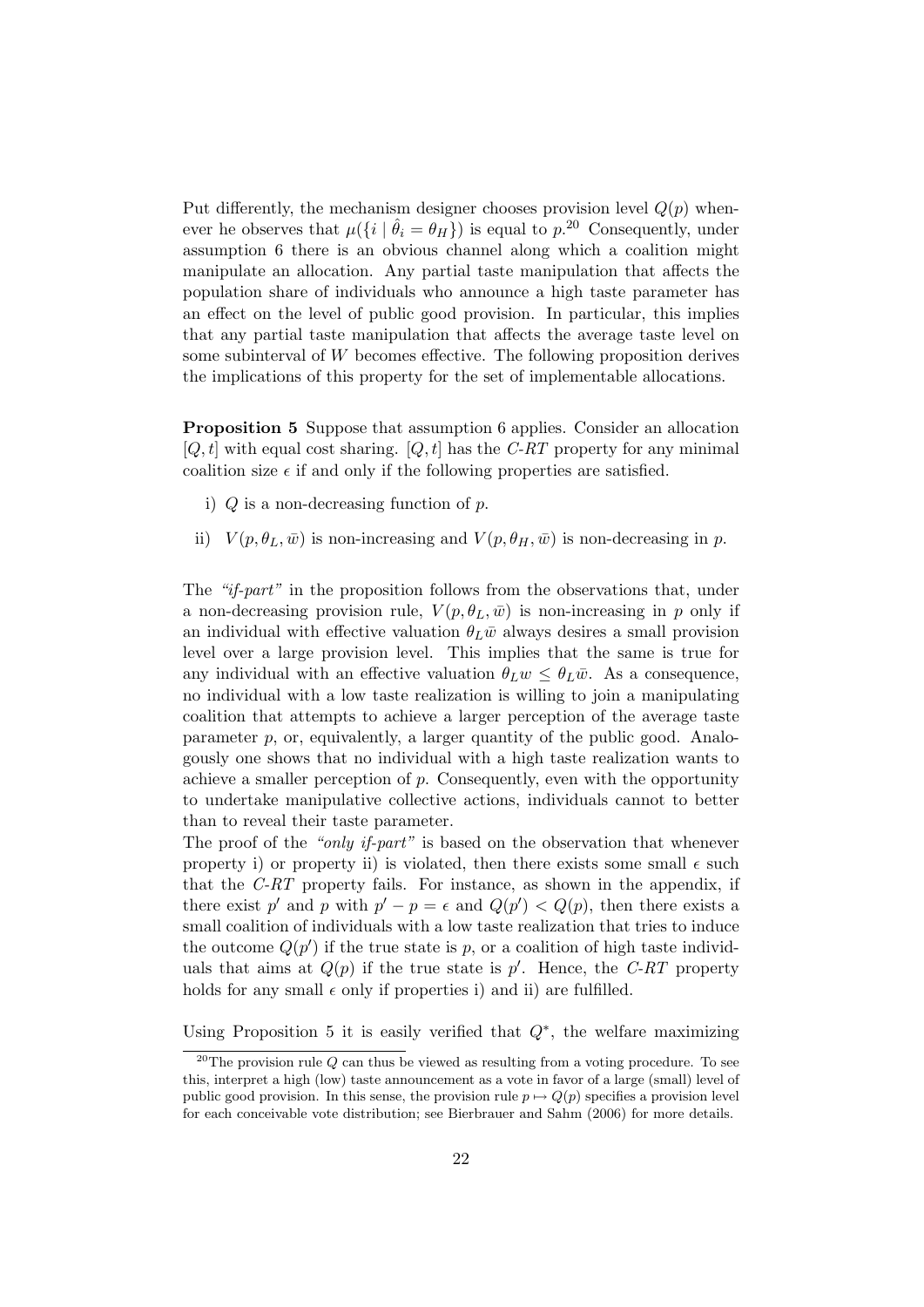Put differently, the mechanism designer chooses provision level $Q(p)$ whenever he observes that $\mu(\{i \mid \hat{\theta}_i = \theta_H\})$ is equal to $p$.[20] Consequently, under assumption 6 there is an obvious channel along which a coalition might manipulate an allocation. Any partial taste manipulation that affects the population share of individuals who announce a high taste parameter has an effect on the level of public good provision. In particular, this implies that any partial taste manipulation that affects the average taste level on some subinterval of $W$ becomes effective. The following proposition derives the implications of this property for the set of implementable allocations.

**Proposition 5** Suppose that assumption 6 applies. Consider an allocation $[Q, t]$ with equal cost sharing. $[Q, t]$ has the *C-RT* property for any minimal coalition size $\epsilon$ if and only if the following properties are satisfied.

i) $Q$ is a non-decreasing function of $p$.

ii) $V(p, \theta_L, \bar{w})$ is non-increasing and $V(p, \theta_H, \bar{w})$ is non-decreasing in $p$.

The *"if-part"* in the proposition follows from the observations that, under a non-decreasing provision rule, $V(p, \theta_L, \bar{w})$ is non-increasing in $p$ only if an individual with effective valuation $\theta_L \bar{w}$ always desires a small provision level over a large provision level. This implies that the same is true for any individual with an effective valuation $\theta_L w \leq \theta_L \bar{w}$. As a consequence, no individual with a low taste realization is willing to join a manipulating coalition that attempts to achieve a larger perception of the average taste parameter $p$, or, equivalently, a larger quantity of the public good. Analogously one shows that no individual with a high taste realization wants to achieve a smaller perception of $p$. Consequently, even with the opportunity to undertake manipulative collective actions, individuals cannot to better than to reveal their taste parameter.

The proof of the *"only if-part"* is based on the observation that whenever property i) or property ii) is violated, then there exists some small $\epsilon$ such that the *C-RT* property fails. For instance, as shown in the appendix, if there exist $p'$ and $p$ with $p' - p = \epsilon$ and $Q(p') < Q(p)$, then there exists a small coalition of individuals with a low taste realization that tries to induce the outcome $Q(p')$ if the true state is $p$, or a coalition of high taste individuals that aims at $Q(p)$ if the true state is $p'$. Hence, the *C-RT* property holds for any small $\epsilon$ only if properties i) and ii) are fulfilled.

Using Proposition 5 it is easily verified that $Q^*$, the welfare maximizing

[20] The provision rule $Q$ can thus be viewed as resulting from a voting procedure. To see this, interpret a high (low) taste announcement as a vote in favor of a large (small) level of public good provision. In this sense, the provision rule $p \mapsto Q(p)$ specifies a provision level for each conceivable vote distribution; see Bierbrauer and Sahm (2006) for more details.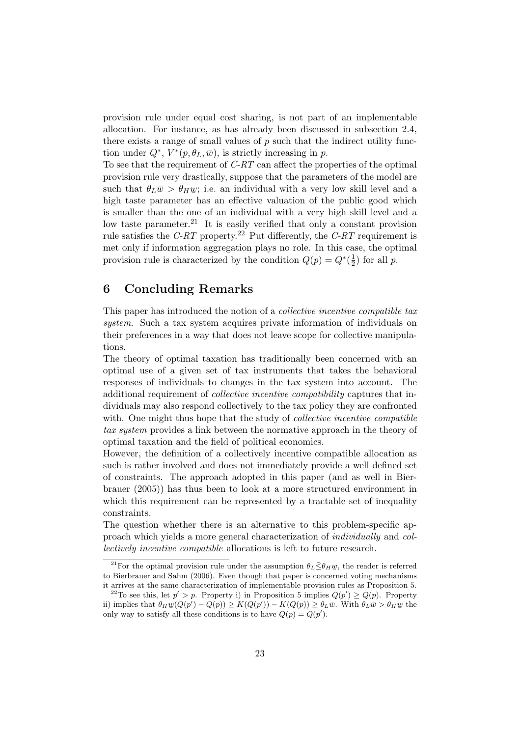provision rule under equal cost sharing, is not part of an implementable allocation. For instance, as has already been discussed in subsection 2.4, there exists a range of small values of $p$ such that the indirect utility function under $Q^*$, $V^*(p, \theta_L, \bar{w})$, is strictly increasing in $p$.

To see that the requirement of *C-RT* can affect the properties of the optimal provision rule very drastically, suppose that the parameters of the model are such that $\theta_L \bar{w} > \theta_H \underline{w}$; i.e. an individual with a very low skill level and a high taste parameter has an effective valuation of the public good which is smaller than the one of an individual with a very high skill level and a low taste parameter.[21] It is easily verified that only a constant provision rule satisfies the *C-RT* property.[22] Put differently, the *C-RT* requirement is met only if information aggregation plays no role. In this case, the optimal provision rule is characterized by the condition $Q(p) = Q^*(\frac{1}{2})$ for all $p$.

## 6 Concluding Remarks

This paper has introduced the notion of a *collective incentive compatible tax system*. Such a tax system acquires private information of individuals on their preferences in a way that does not leave scope for collective manipulations.

The theory of optimal taxation has traditionally been concerned with an optimal use of a given set of tax instruments that takes the behavioral responses of individuals to changes in the tax system into account. The additional requirement of *collective incentive compatibility* captures that individuals may also respond collectively to the tax policy they are confronted with. One might thus hope that the study of *collective incentive compatible tax system* provides a link between the normative approach in the theory of optimal taxation and the field of political economics.

However, the definition of a collectively incentive compatible allocation as such is rather involved and does not immediately provide a well defined set of constraints. The approach adopted in this paper (and as well in Bierbrauer (2005)) has thus been to look at a more structured environment in which this requirement can be represented by a tractable set of inequality constraints.

The question whether there is an alternative to this problem-specific approach which yields a more general characterization of *individually* and *collectively incentive compatible* allocations is left to future research.

[21] For the optimal provision rule under the assumption $\theta_L \bar{\leq} \theta_H \underline{w}$, the reader is referred to Bierbrauer and Sahm (2006). Even though that paper is concerned voting mechanisms it arrives at the same characterization of implementable provision rules as Proposition 5.

[22] To see this, let $p' > p$. Property i) in Proposition 5 implies $Q(p') \geq Q(p)$. Property ii) implies that $\theta_H \underline{w}(Q(p') - Q(p)) \geq K(Q(p')) - K(Q(p)) \geq \theta_L \bar{w}$. With $\theta_L \bar{w} > \theta_H \underline{w}$ the only way to satisfy all these conditions is to have $Q(p) = Q(p')$.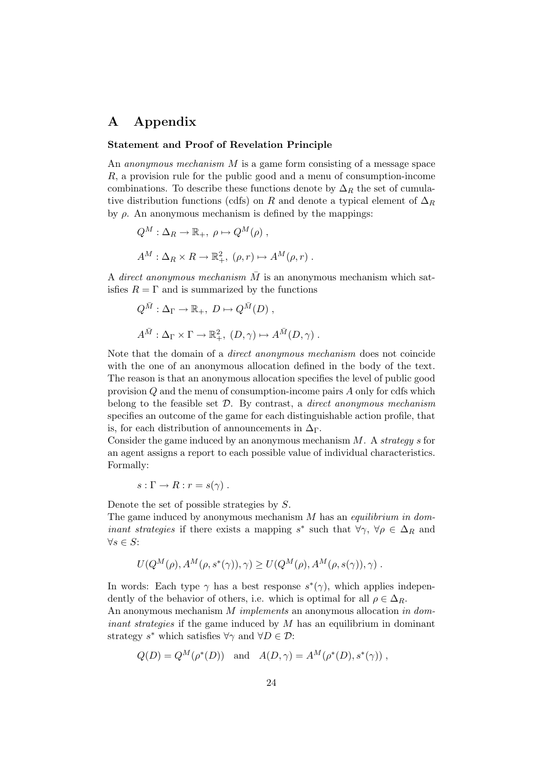# A Appendix

**Statement and Proof of Revelation Principle**

An *anonymous mechanism* $M$ is a game form consisting of a message space $R$, a provision rule for the public good and a menu of consumption-income combinations. To describe these functions denote by $\Delta_R$ the set of cumulative distribution functions (cdfs) on $R$ and denote a typical element of $\Delta_R$ by $\rho$. An anonymous mechanism is defined by the mappings:

$$Q^M : \Delta_R \rightarrow \mathbb{R}_+, \; \rho \mapsto Q^M(\rho) \; ,$$

$$A^M : \Delta_R \times R \rightarrow \mathbb{R}_+^2, \; (\rho, r) \mapsto A^M(\rho, r) \; .$$

A *direct anonymous mechanism* $\bar{M}$ is an anonymous mechanism which satisfies $R = \Gamma$ and is summarized by the functions

$$Q^{\bar{M}} : \Delta_\Gamma \rightarrow \mathbb{R}_+, \; D \mapsto Q^{\bar{M}}(D) \; ,$$

$$A^{\bar{M}} : \Delta_\Gamma \times \Gamma \rightarrow \mathbb{R}_+^2, \; (D, \gamma) \mapsto A^{\bar{M}}(D, \gamma) \; .$$

Note that the domain of a *direct anonymous mechanism* does not coincide with the one of an anonymous allocation defined in the body of the text. The reason is that an anonymous allocation specifies the level of public good provision $Q$ and the menu of consumption-income pairs $A$ only for cdfs which belong to the feasible set $\mathcal{D}$. By contrast, a *direct anonymous mechanism* specifies an outcome of the game for each distinguishable action profile, that is, for each distribution of announcements in $\Delta_\Gamma$.

Consider the game induced by an anonymous mechanism $M$. A *strategy* $s$ for an agent assigns a report to each possible value of individual characteristics. Formally:

$$s : \Gamma \rightarrow R : r = s(\gamma) \; .$$

Denote the set of possible strategies by $S$.

The game induced by anonymous mechanism $M$ has an *equilibrium in dominant strategies* if there exists a mapping $s^*$ such that $\forall \gamma$, $\forall \rho \in \Delta_R$ and $\forall s \in S$:

$$U(Q^M(\rho), A^M(\rho, s^*(\gamma)), \gamma) \geq U(Q^M(\rho), A^M(\rho, s(\gamma)), \gamma) \; .$$

In words: Each type $\gamma$ has a best response $s^*(\gamma)$, which applies independently of the behavior of others, i.e. which is optimal for all $\rho \in \Delta_R$.

An anonymous mechanism $M$ *implements* an anonymous allocation *in dominant strategies* if the game induced by $M$ has an equilibrium in dominant strategy $s^*$ which satisfies $\forall \gamma$ and $\forall D \in \mathcal{D}$:

$$Q(D) = Q^M(\rho^*(D)) \quad \text{and} \quad A(D, \gamma) = A^M(\rho^*(D), s^*(\gamma)) \; ,$$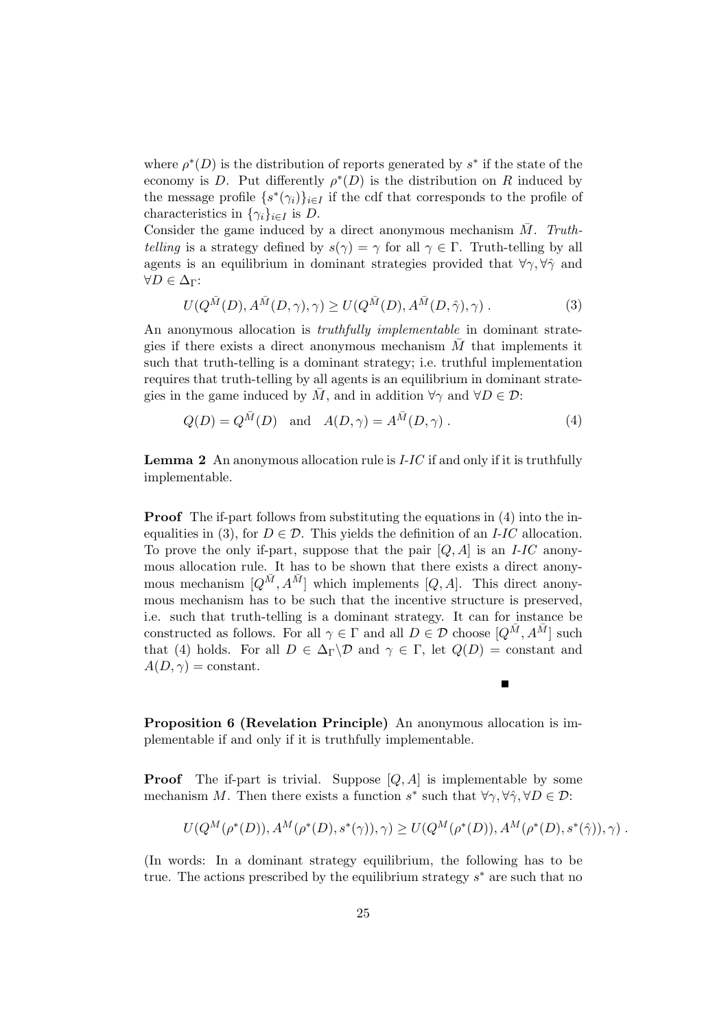where $\rho^*(D)$ is the distribution of reports generated by $s^*$ if the state of the economy is $D$. Put differently $\rho^*(D)$ is the distribution on $R$ induced by the message profile $\{s^*(\gamma_i)\}_{i \in I}$ if the cdf that corresponds to the profile of characteristics in $\{\gamma_i\}_{i \in I}$ is $D$.

Consider the game induced by a direct anonymous mechanism $\bar{M}$. *Truth-telling* is a strategy defined by $s(\gamma) = \gamma$ for all $\gamma \in \Gamma$. Truth-telling by all agents is an equilibrium in dominant strategies provided that $\forall \gamma, \forall \hat{\gamma}$ and $\forall D \in \Delta_\Gamma$:

$$U(Q^{\bar{M}}(D), A^{\bar{M}}(D, \gamma), \gamma) \geq U(Q^{\bar{M}}(D), A^{\bar{M}}(D, \hat{\gamma}), \gamma) \; . \tag{3}$$

An anonymous allocation is *truthfully implementable* in dominant strategies if there exists a direct anonymous mechanism $\bar{M}$ that implements it such that truth-telling is a dominant strategy; i.e. truthful implementation requires that truth-telling by all agents is an equilibrium in dominant strategies in the game induced by $\bar{M}$, and in addition $\forall \gamma$ and $\forall D \in \mathcal{D}$:

$$Q(D) = Q^{\bar{M}}(D) \quad \text{and} \quad A(D, \gamma) = A^{\bar{M}}(D, \gamma) \; . \tag{4}$$

**Lemma 2** An anonymous allocation rule is *I-IC* if and only if it is truthfully implementable.

**Proof** The if-part follows from substituting the equations in (4) into the inequalities in (3), for $D \in \mathcal{D}$. This yields the definition of an *I-IC* allocation. To prove the only if-part, suppose that the pair $[Q, A]$ is an *I-IC* anonymous allocation rule. It has to be shown that there exists a direct anonymous mechanism $[Q^{\bar{M}}, A^{\bar{M}}]$ which implements $[Q, A]$. This direct anonymous mechanism has to be such that the incentive structure is preserved, i.e. such that truth-telling is a dominant strategy. It can for instance be constructed as follows. For all $\gamma \in \Gamma$ and all $D \in \mathcal{D}$ choose $[Q^{\bar{M}}, A^{\bar{M}}]$ such that (4) holds. For all $D \in \Delta_\Gamma \backslash \mathcal{D}$ and $\gamma \in \Gamma$, let $Q(D) =$ constant and $A(D, \gamma) =$ constant.

■

**Proposition 6 (Revelation Principle)** An anonymous allocation is implementable if and only if it is truthfully implementable.

**Proof** The if-part is trivial. Suppose $[Q, A]$ is implementable by some mechanism $M$. Then there exists a function $s^*$ such that $\forall \gamma, \forall \hat{\gamma}, \forall D \in \mathcal{D}$:

$$U(Q^M(\rho^*(D)), A^M(\rho^*(D), s^*(\gamma)), \gamma) \geq U(Q^M(\rho^*(D)), A^M(\rho^*(D), s^*(\hat{\gamma})), \gamma) \; .$$

(In words: In a dominant strategy equilibrium, the following has to be true. The actions prescribed by the equilibrium strategy $s^*$ are such that no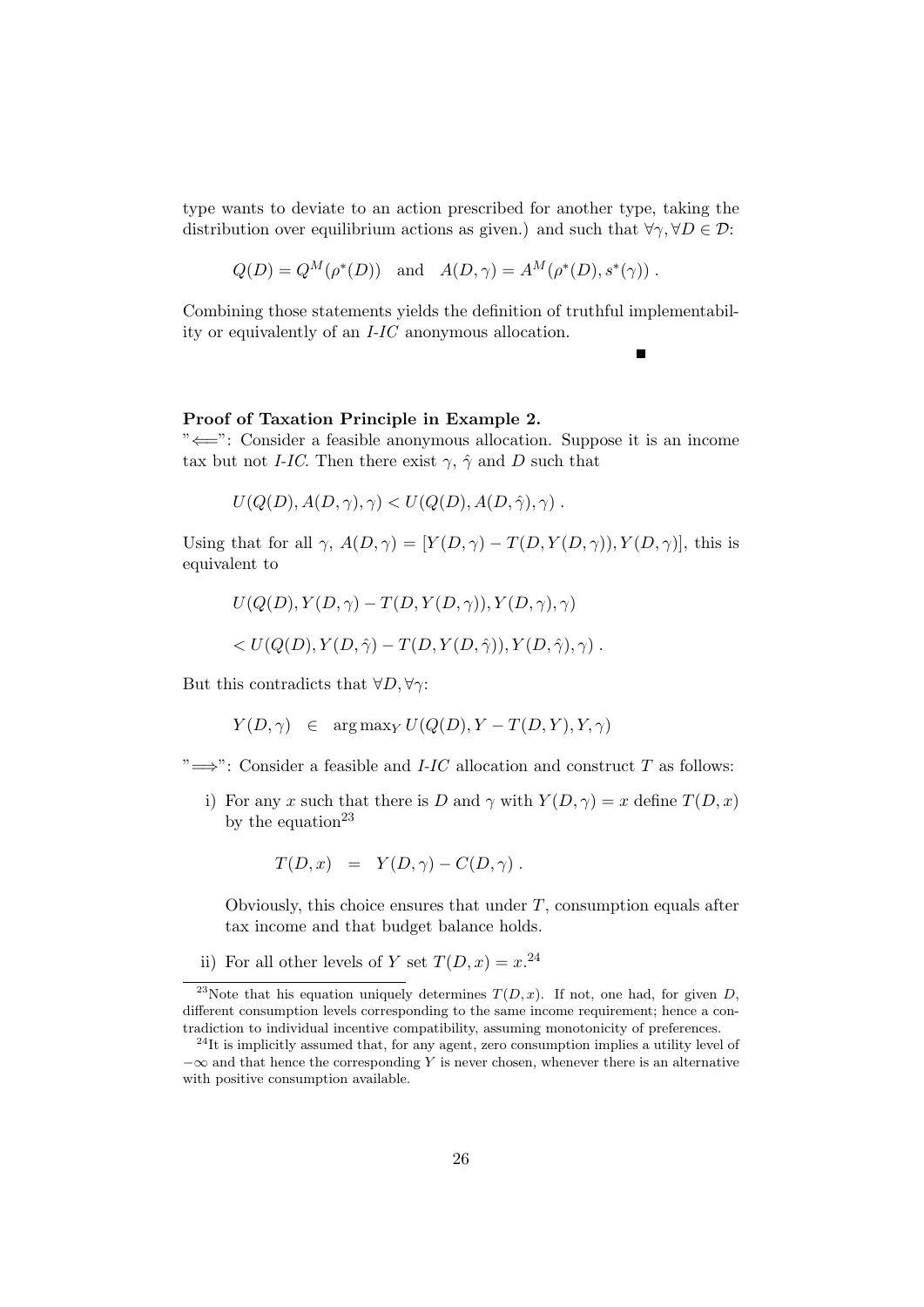type wants to deviate to an action prescribed for another type, taking the distribution over equilibrium actions as given.) and such that $\forall \gamma, \forall D \in \mathcal{D}$:

$$Q(D) = Q^M(\rho^*(D)) \quad \text{and} \quad A(D, \gamma) = A^M(\rho^*(D), s^*(\gamma)) \, .$$

Combining those statements yields the definition of truthful implementability or equivalently of an *I-IC* anonymous allocation.

$\blacksquare$

**Proof of Taxation Principle in Example 2.**

"$\Longleftarrow$": Consider a feasible anonymous allocation. Suppose it is an income tax but not *I-IC*. Then there exist $\gamma$, $\hat{\gamma}$ and $D$ such that

$$U(Q(D), A(D, \gamma), \gamma) < U(Q(D), A(D, \hat{\gamma}), \gamma) \, .$$

Using that for all $\gamma$, $A(D, \gamma) = [Y(D, \gamma) - T(D, Y(D, \gamma)), Y(D, \gamma)]$, this is equivalent to

$$U(Q(D), Y(D, \gamma) - T(D, Y(D, \gamma)), Y(D, \gamma), \gamma)$$

$$< U(Q(D), Y(D, \hat{\gamma}) - T(D, Y(D, \hat{\gamma})), Y(D, \hat{\gamma}), \gamma) \, .$$

But this contradicts that $\forall D, \forall \gamma$:

$$Y(D, \gamma) \quad \in \quad \arg\max_Y U(Q(D), Y - T(D, Y), Y, \gamma)$$

"$\Longrightarrow$": Consider a feasible and *I-IC* allocation and construct $T$ as follows:

i) For any $x$ such that there is $D$ and $\gamma$ with $Y(D, \gamma) = x$ define $T(D, x)$ by the equation[23]

$$T(D, x) \quad = \quad Y(D, \gamma) - C(D, \gamma) \, .$$

Obviously, this choice ensures that under $T$, consumption equals after tax income and that budget balance holds.

ii) For all other levels of $Y$ set $T(D, x) = x$.[24]

---

[23] Note that his equation uniquely determines $T(D, x)$. If not, one had, for given $D$, different consumption levels corresponding to the same income requirement; hence a contradiction to individual incentive compatibility, assuming monotonicity of preferences.

[24] It is implicitly assumed that, for any agent, zero consumption implies a utility level of $-\infty$ and that hence the corresponding $Y$ is never chosen, whenever there is an alternative with positive consumption available.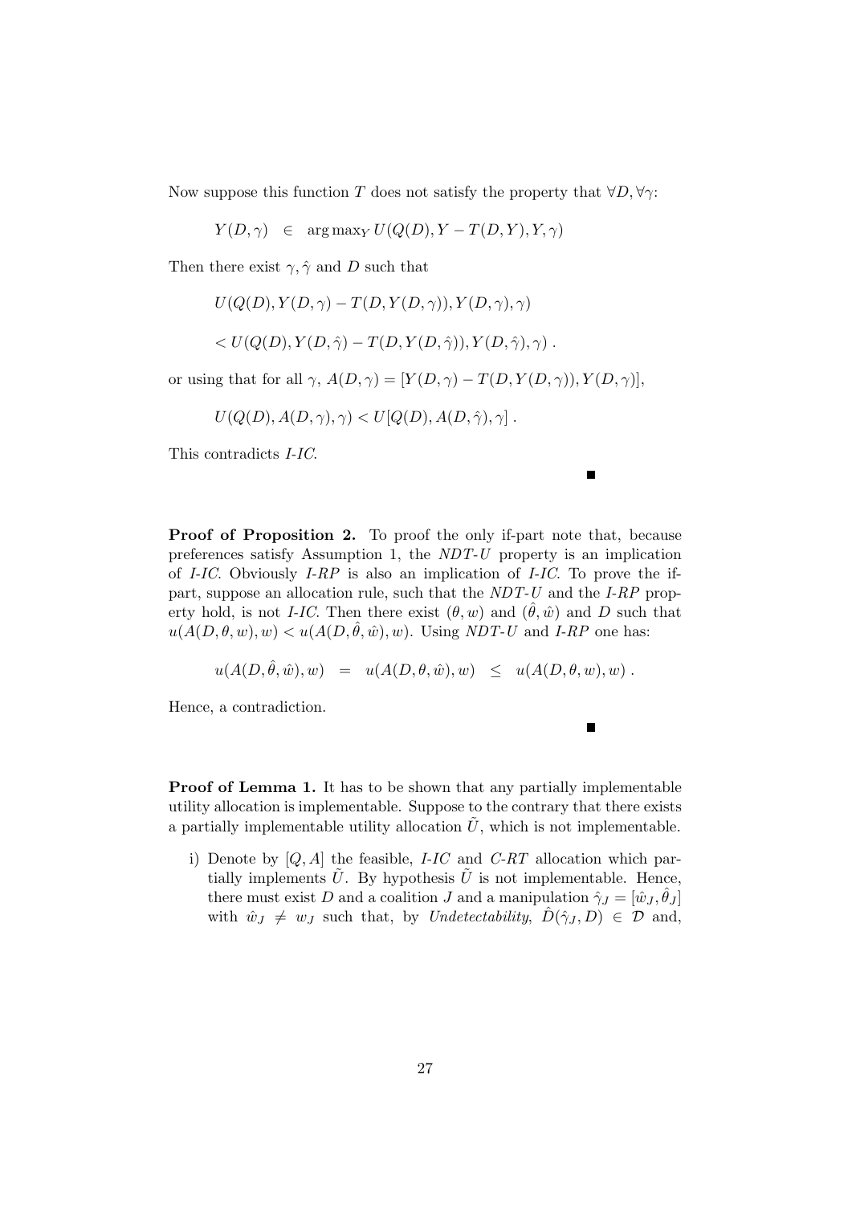Now suppose this function $T$ does not satisfy the property that $\forall D, \forall\gamma$:

$$Y(D,\gamma) \quad \in \quad \arg\max_Y U(Q(D), Y - T(D,Y), Y, \gamma)$$

Then there exist $\gamma, \hat{\gamma}$ and $D$ such that

$$U(Q(D), Y(D,\gamma) - T(D, Y(D,\gamma)), Y(D,\gamma), \gamma)$$

$$< U(Q(D), Y(D,\hat{\gamma}) - T(D, Y(D,\hat{\gamma})), Y(D,\hat{\gamma}), \gamma) \; .$$

or using that for all $\gamma$, $A(D,\gamma) = [Y(D,\gamma) - T(D, Y(D,\gamma)), Y(D,\gamma)]$,

$$U(Q(D), A(D,\gamma), \gamma) < U[Q(D), A(D,\hat{\gamma}), \gamma] \; .$$

This contradicts *I-IC*.

■

**Proof of Proposition 2.** To proof the only if-part note that, because preferences satisfy Assumption 1, the *NDT-U* property is an implication of *I-IC*. Obviously *I-RP* is also an implication of *I-IC*. To prove the if-part, suppose an allocation rule, such that the *NDT-U* and the *I-RP* property hold, is not *I-IC*. Then there exist $(\theta, w)$ and $(\hat{\theta}, \hat{w})$ and $D$ such that $u(A(D,\theta,w), w) < u(A(D,\hat{\theta},\hat{w}), w)$. Using *NDT-U* and *I-RP* one has:

$$u(A(D,\hat{\theta},\hat{w}), w) \quad = \quad u(A(D,\theta,\hat{w}), w) \quad \leq \quad u(A(D,\theta,w), w) \; .$$

Hence, a contradiction.

■

**Proof of Lemma 1.** It has to be shown that any partially implementable utility allocation is implementable. Suppose to the contrary that there exists a partially implementable utility allocation $\tilde{U}$, which is not implementable.

i) Denote by $[Q, A]$ the feasible, *I-IC* and *C-RT* allocation which partially implements $\tilde{U}$. By hypothesis $\tilde{U}$ is not implementable. Hence, there must exist $D$ and a coalition $J$ and a manipulation $\hat{\gamma}_J = [\hat{w}_J, \hat{\theta}_J]$ with $\hat{w}_J \neq w_J$ such that, by *Undetectability*, $\hat{D}(\hat{\gamma}_J, D) \in \mathcal{D}$ and,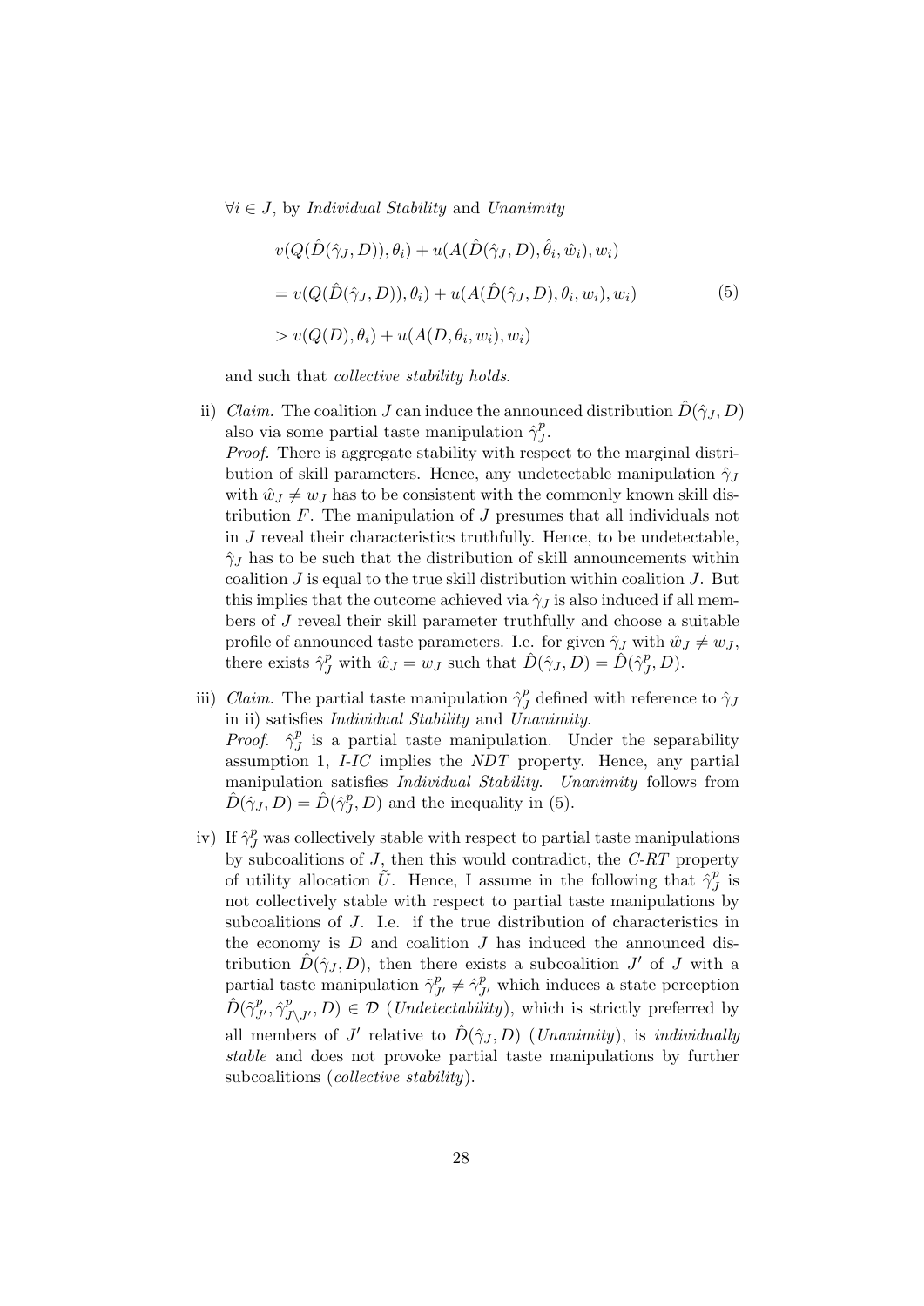$\forall i \in J$, by *Individual Stability* and *Unanimity*

$$
\begin{aligned}
& v(Q(\hat{D}(\hat{\gamma}_J, D)), \theta_i) + u(A(\hat{D}(\hat{\gamma}_J, D), \hat{\theta}_i, \hat{w}_i), w_i) \\
& = v(Q(\hat{D}(\hat{\gamma}_J, D)), \theta_i) + u(A(\hat{D}(\hat{\gamma}_J, D), \theta_i, w_i), w_i) \\
& > v(Q(D), \theta_i) + u(A(D, \theta_i, w_i), w_i)
\end{aligned}
\tag{5}
$$

and such that *collective stability holds*.

ii) *Claim.* The coalition $J$ can induce the announced distribution $\hat{D}(\hat{\gamma}_J, D)$ also via some partial taste manipulation $\hat{\gamma}_J^p$.
*Proof.* There is aggregate stability with respect to the marginal distribution of skill parameters. Hence, any undetectable manipulation $\hat{\gamma}_J$ with $\hat{w}_J \neq w_J$ has to be consistent with the commonly known skill distribution $F$. The manipulation of $J$ presumes that all individuals not in $J$ reveal their characteristics truthfully. Hence, to be undetectable, $\hat{\gamma}_J$ has to be such that the distribution of skill announcements within coalition $J$ is equal to the true skill distribution within coalition $J$. But this implies that the outcome achieved via $\hat{\gamma}_J$ is also induced if all members of $J$ reveal their skill parameter truthfully and choose a suitable profile of announced taste parameters. I.e. for given $\hat{\gamma}_J$ with $\hat{w}_J \neq w_J$, there exists $\hat{\gamma}_J^p$ with $\hat{w}_J = w_J$ such that $\hat{D}(\hat{\gamma}_J, D) = \hat{D}(\hat{\gamma}_J^p, D)$.

iii) *Claim.* The partial taste manipulation $\hat{\gamma}_J^p$ defined with reference to $\hat{\gamma}_J$ in ii) satisfies *Individual Stability* and *Unanimity*.
*Proof.* $\hat{\gamma}_J^p$ is a partial taste manipulation. Under the separability assumption 1, *I-IC* implies the *NDT* property. Hence, any partial manipulation satisfies *Individual Stability*. *Unanimity* follows from $\hat{D}(\hat{\gamma}_J, D) = \hat{D}(\hat{\gamma}_J^p, D)$ and the inequality in (5).

iv) If $\hat{\gamma}_J^p$ was collectively stable with respect to partial taste manipulations by subcoalitions of $J$, then this would contradict, the *C-RT* property of utility allocation $\tilde{U}$. Hence, I assume in the following that $\hat{\gamma}_J^p$ is not collectively stable with respect to partial taste manipulations by subcoalitions of $J$. I.e. if the true distribution of characteristics in the economy is $D$ and coalition $J$ has induced the announced distribution $\hat{D}(\hat{\gamma}_J, D)$, then there exists a subcoalition $J'$ of $J$ with a partial taste manipulation $\tilde{\gamma}_{J'}^p \neq \hat{\gamma}_{J'}^p$ which induces a state perception $\hat{D}(\tilde{\gamma}_{J'}^p, \hat{\gamma}_{J \setminus J'}^p, D) \in \mathcal{D}$ (*Undetectability*), which is strictly preferred by all members of $J'$ relative to $\hat{D}(\hat{\gamma}_J, D)$ (*Unanimity*), is *individually stable* and does not provoke partial taste manipulations by further subcoalitions (*collective stability*).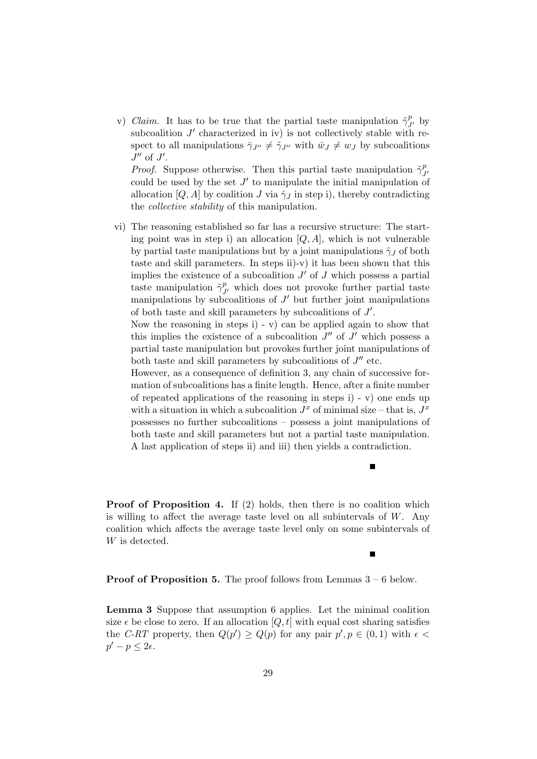v) *Claim.* It has to be true that the partial taste manipulation $\tilde{\gamma}^p_{J'}$ by subcoalition $J'$ characterized in iv) is not collectively stable with respect to all manipulations $\bar{\gamma}_{J''} \neq \tilde{\gamma}_{J''}$ with $\bar{w}_J \neq w_J$ by subcoalitions $J''$ of $J'$.

*Proof.* Suppose otherwise. Then this partial taste manipulation $\tilde{\gamma}^p_{J'}$ could be used by the set $J'$ to manipulate the initial manipulation of allocation $[Q, A]$ by coalition $J$ via $\hat{\gamma}_J$ in step i), thereby contradicting the *collective stability* of this manipulation.

vi) The reasoning established so far has a recursive structure: The starting point was in step i) an allocation $[Q, A]$, which is not vulnerable by partial taste manipulations but by a joint manipulations $\hat{\gamma}_J$ of both taste and skill parameters. In steps ii)-v) it has been shown that this implies the existence of a subcoalition $J'$ of $J$ which possess a partial taste manipulation $\tilde{\gamma}^p_{J'}$ which does not provoke further partial taste manipulations by subcoalitions of $J'$ but further joint manipulations of both taste and skill parameters by subcoalitions of $J'$.

Now the reasoning in steps i) - v) can be applied again to show that this implies the existence of a subcoalition $J''$ of $J'$ which possess a partial taste manipulation but provokes further joint manipulations of both taste and skill parameters by subcoalitions of $J''$ etc.

However, as a consequence of definition 3, any chain of successive formation of subcoalitions has a finite length. Hence, after a finite number of repeated applications of the reasoning in steps i) - v) one ends up with a situation in which a subcoalition $J^x$ of minimal size – that is, $J^x$ possesses no further subcoalitions – possess a joint manipulations of both taste and skill parameters but not a partial taste manipulation. A last application of steps ii) and iii) then yields a contradiction.

■

**Proof of Proposition 4.** If (2) holds, then there is no coalition which is willing to affect the average taste level on all subintervals of $W$. Any coalition which affects the average taste level only on some subintervals of $W$ is detected.

■

**Proof of Proposition 5.** The proof follows from Lemmas 3 – 6 below.

**Lemma 3** Suppose that assumption 6 applies. Let the minimal coalition size $\epsilon$ be close to zero. If an allocation $[Q, t]$ with equal cost sharing satisfies the *C-RT* property, then $Q(p') \geq Q(p)$ for any pair $p', p \in (0, 1)$ with $\epsilon < p' - p \leq 2\epsilon$.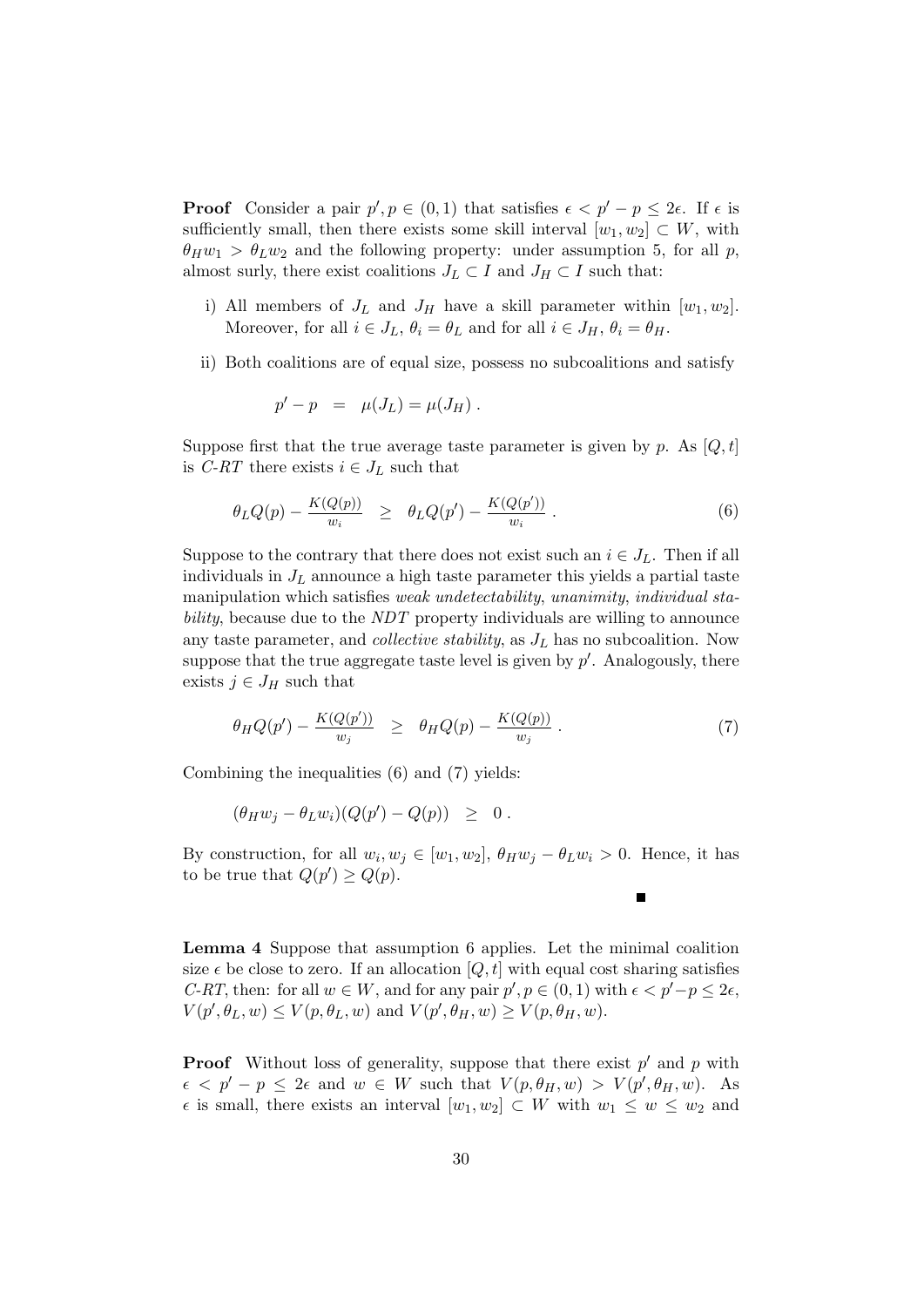**Proof** Consider a pair $p', p \in (0,1)$ that satisfies $\epsilon < p' - p \leq 2\epsilon$. If $\epsilon$ is sufficiently small, then there exists some skill interval $[w_1, w_2] \subset W$, with $\theta_H w_1 > \theta_L w_2$ and the following property: under assumption 5, for all $p$, almost surly, there exist coalitions $J_L \subset I$ and $J_H \subset I$ such that:

i) All members of $J_L$ and $J_H$ have a skill parameter within $[w_1, w_2]$. Moreover, for all $i \in J_L$, $\theta_i = \theta_L$ and for all $i \in J_H$, $\theta_i = \theta_H$.

ii) Both coalitions are of equal size, possess no subcoalitions and satisfy

$$p' - p \quad = \quad \mu(J_L) = \mu(J_H) \; .$$

Suppose first that the true average taste parameter is given by $p$. As $[Q, t]$ is *C-RT* there exists $i \in J_L$ such that

$$\theta_L Q(p) - \tfrac{K(Q(p))}{w_i} \quad \geq \quad \theta_L Q(p') - \tfrac{K(Q(p'))}{w_i} \; . \tag{6}$$

Suppose to the contrary that there does not exist such an $i \in J_L$. Then if all individuals in $J_L$ announce a high taste parameter this yields a partial taste manipulation which satisfies *weak undetectability*, *unanimity*, *individual stability*, because due to the *NDT* property individuals are willing to announce any taste parameter, and *collective stability*, as $J_L$ has no subcoalition. Now suppose that the true aggregate taste level is given by $p'$. Analogously, there exists $j \in J_H$ such that

$$\theta_H Q(p') - \tfrac{K(Q(p'))}{w_j} \quad \geq \quad \theta_H Q(p) - \tfrac{K(Q(p))}{w_j} \; . \tag{7}$$

Combining the inequalities (6) and (7) yields:

$$(\theta_H w_j - \theta_L w_i)(Q(p') - Q(p)) \quad \geq \quad 0 \; .$$

By construction, for all $w_i, w_j \in [w_1, w_2]$, $\theta_H w_j - \theta_L w_i > 0$. Hence, it has to be true that $Q(p') \geq Q(p)$.

■

**Lemma 4** Suppose that assumption 6 applies. Let the minimal coalition size $\epsilon$ be close to zero. If an allocation $[Q, t]$ with equal cost sharing satisfies *C-RT*, then: for all $w \in W$, and for any pair $p', p \in (0,1)$ with $\epsilon < p' - p \leq 2\epsilon$, $V(p', \theta_L, w) \leq V(p, \theta_L, w)$ and $V(p', \theta_H, w) \geq V(p, \theta_H, w)$.

**Proof** Without loss of generality, suppose that there exist $p'$ and $p$ with $\epsilon < p' - p \leq 2\epsilon$ and $w \in W$ such that $V(p, \theta_H, w) > V(p', \theta_H, w)$. As $\epsilon$ is small, there exists an interval $[w_1, w_2] \subset W$ with $w_1 \leq w \leq w_2$ and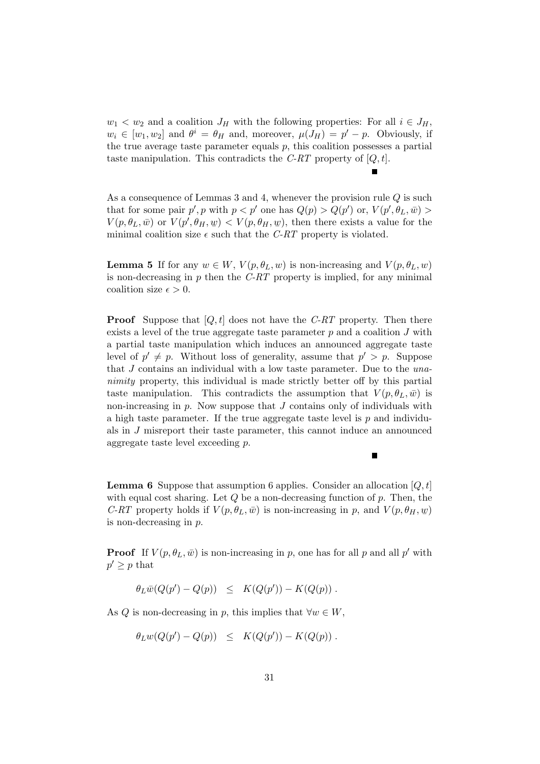$w_1 < w_2$ and a coalition $J_H$ with the following properties: For all $i \in J_H$, $w_i \in [w_1, w_2]$ and $\theta^i = \theta_H$ and, moreover, $\mu(J_H) = p' - p$. Obviously, if the true average taste parameter equals $p$, this coalition possesses a partial taste manipulation. This contradicts the *C-RT* property of $[Q, t]$.

■

As a consequence of Lemmas 3 and 4, whenever the provision rule $Q$ is such that for some pair $p', p$ with $p < p'$ one has $Q(p) > Q(p')$ or, $V(p', \theta_L, \bar{w}) > V(p, \theta_L, \bar{w})$ or $V(p', \theta_H, \underline{w}) < V(p, \theta_H, \underline{w})$, then there exists a value for the minimal coalition size $\epsilon$ such that the *C-RT* property is violated.

**Lemma 5** If for any $w \in W$, $V(p, \theta_L, w)$ is non-increasing and $V(p, \theta_L, w)$ is non-decreasing in $p$ then the *C-RT* property is implied, for any minimal coalition size $\epsilon > 0$.

**Proof** Suppose that $[Q, t]$ does not have the *C-RT* property. Then there exists a level of the true aggregate taste parameter $p$ and a coalition $J$ with a partial taste manipulation which induces an announced aggregate taste level of $p' \neq p$. Without loss of generality, assume that $p' > p$. Suppose that $J$ contains an individual with a low taste parameter. Due to the *unanimity* property, this individual is made strictly better off by this partial taste manipulation. This contradicts the assumption that $V(p, \theta_L, \bar{w})$ is non-increasing in $p$. Now suppose that $J$ contains only of individuals with a high taste parameter. If the true aggregate taste level is $p$ and individuals in $J$ misreport their taste parameter, this cannot induce an announced aggregate taste level exceeding $p$.

■

**Lemma 6** Suppose that assumption 6 applies. Consider an allocation $[Q, t]$ with equal cost sharing. Let $Q$ be a non-decreasing function of $p$. Then, the *C-RT* property holds if $V(p, \theta_L, \bar{w})$ is non-increasing in $p$, and $V(p, \theta_H, \underline{w})$ is non-decreasing in $p$.

**Proof** If $V(p, \theta_L, \bar{w})$ is non-increasing in $p$, one has for all $p$ and all $p'$ with $p' \geq p$ that

$$\theta_L \bar{w}(Q(p') - Q(p)) \quad \leq \quad K(Q(p')) - K(Q(p)) \, .$$

As $Q$ is non-decreasing in $p$, this implies that $\forall w \in W$,

$$\theta_L w(Q(p') - Q(p)) \quad \leq \quad K(Q(p')) - K(Q(p)) \, .$$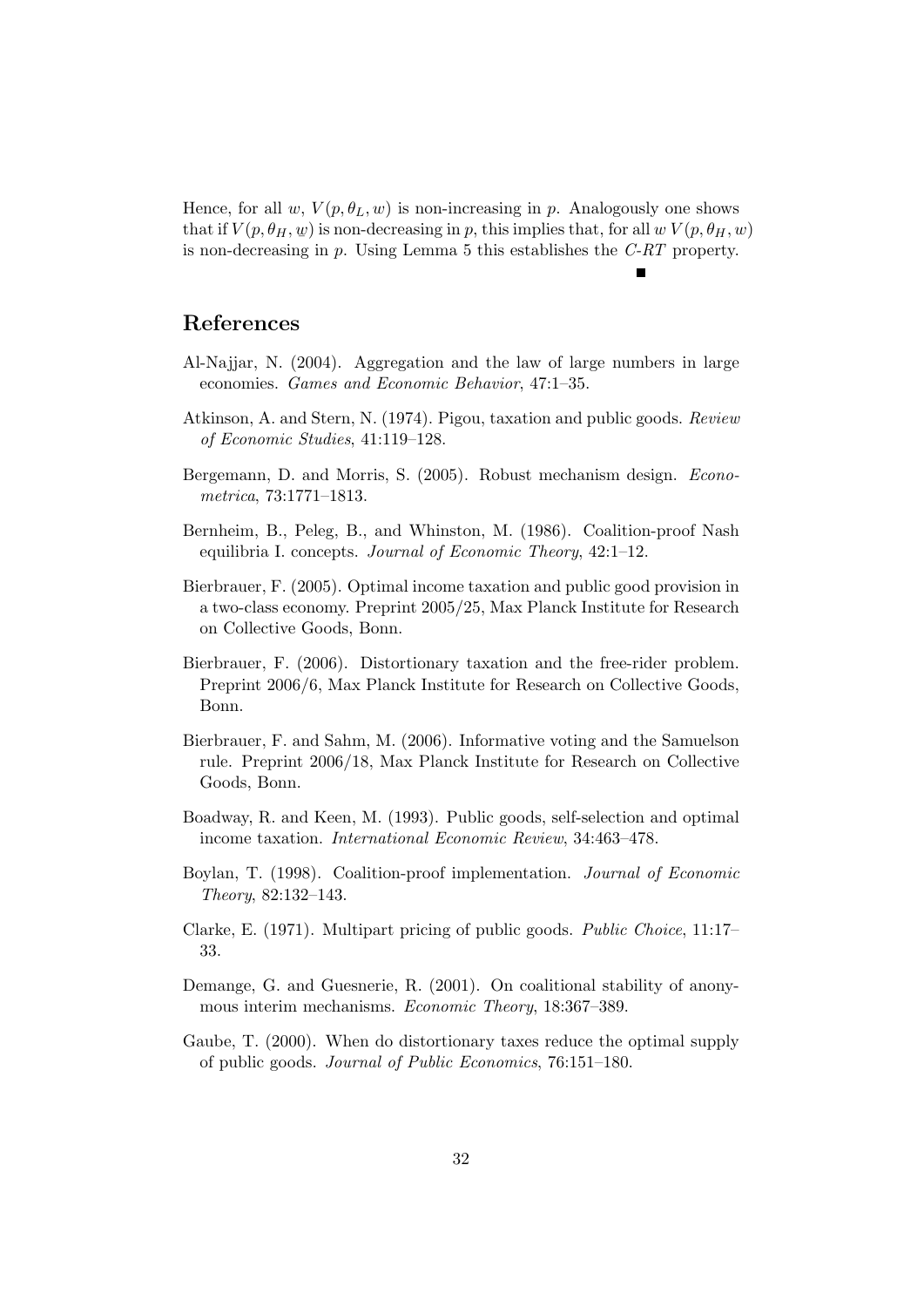Hence, for all $w$, $V(p, \theta_L, w)$ is non-increasing in $p$. Analogously one shows that if $V(p, \theta_H, \underline{w})$ is non-decreasing in $p$, this implies that, for all $w$ $V(p, \theta_H, w)$ is non-decreasing in $p$. Using Lemma 5 this establishes the *C-RT* property. ∎

## References

Al-Najjar, N. (2004). Aggregation and the law of large numbers in large economies. *Games and Economic Behavior*, 47:1–35.

Atkinson, A. and Stern, N. (1974). Pigou, taxation and public goods. *Review of Economic Studies*, 41:119–128.

Bergemann, D. and Morris, S. (2005). Robust mechanism design. *Econometrica*, 73:1771–1813.

Bernheim, B., Peleg, B., and Whinston, M. (1986). Coalition-proof Nash equilibria I. concepts. *Journal of Economic Theory*, 42:1–12.

Bierbrauer, F. (2005). Optimal income taxation and public good provision in a two-class economy. Preprint 2005/25, Max Planck Institute for Research on Collective Goods, Bonn.

Bierbrauer, F. (2006). Distortionary taxation and the free-rider problem. Preprint 2006/6, Max Planck Institute for Research on Collective Goods, Bonn.

Bierbrauer, F. and Sahm, M. (2006). Informative voting and the Samuelson rule. Preprint 2006/18, Max Planck Institute for Research on Collective Goods, Bonn.

Boadway, R. and Keen, M. (1993). Public goods, self-selection and optimal income taxation. *International Economic Review*, 34:463–478.

Boylan, T. (1998). Coalition-proof implementation. *Journal of Economic Theory*, 82:132–143.

Clarke, E. (1971). Multipart pricing of public goods. *Public Choice*, 11:17–33.

Demange, G. and Guesnerie, R. (2001). On coalitional stability of anonymous interim mechanisms. *Economic Theory*, 18:367–389.

Gaube, T. (2000). When do distortionary taxes reduce the optimal supply of public goods. *Journal of Public Economics*, 76:151–180.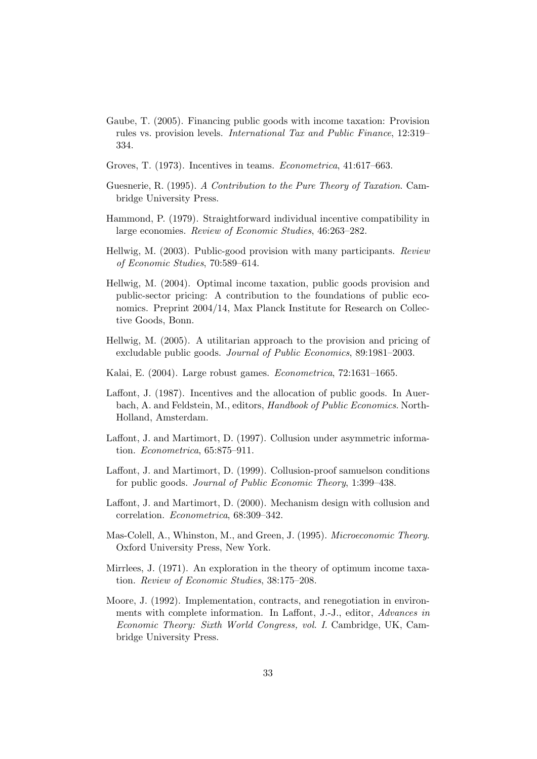Gaube, T. (2005). Financing public goods with income taxation: Provision rules vs. provision levels. *International Tax and Public Finance*, 12:319–334.

Groves, T. (1973). Incentives in teams. *Econometrica*, 41:617–663.

Guesnerie, R. (1995). *A Contribution to the Pure Theory of Taxation*. Cambridge University Press.

Hammond, P. (1979). Straightforward individual incentive compatibility in large economies. *Review of Economic Studies*, 46:263–282.

Hellwig, M. (2003). Public-good provision with many participants. *Review of Economic Studies*, 70:589–614.

Hellwig, M. (2004). Optimal income taxation, public goods provision and public-sector pricing: A contribution to the foundations of public economics. Preprint 2004/14, Max Planck Institute for Research on Collective Goods, Bonn.

Hellwig, M. (2005). A utilitarian approach to the provision and pricing of excludable public goods. *Journal of Public Economics*, 89:1981–2003.

Kalai, E. (2004). Large robust games. *Econometrica*, 72:1631–1665.

Laffont, J. (1987). Incentives and the allocation of public goods. In Auerbach, A. and Feldstein, M., editors, *Handbook of Public Economics*. North-Holland, Amsterdam.

Laffont, J. and Martimort, D. (1997). Collusion under asymmetric information. *Econometrica*, 65:875–911.

Laffont, J. and Martimort, D. (1999). Collusion-proof samuelson conditions for public goods. *Journal of Public Economic Theory*, 1:399–438.

Laffont, J. and Martimort, D. (2000). Mechanism design with collusion and correlation. *Econometrica*, 68:309–342.

Mas-Colell, A., Whinston, M., and Green, J. (1995). *Microeconomic Theory*. Oxford University Press, New York.

Mirrlees, J. (1971). An exploration in the theory of optimum income taxation. *Review of Economic Studies*, 38:175–208.

Moore, J. (1992). Implementation, contracts, and renegotiation in environments with complete information. In Laffont, J.-J., editor, *Advances in Economic Theory: Sixth World Congress, vol. I*. Cambridge, UK, Cambridge University Press.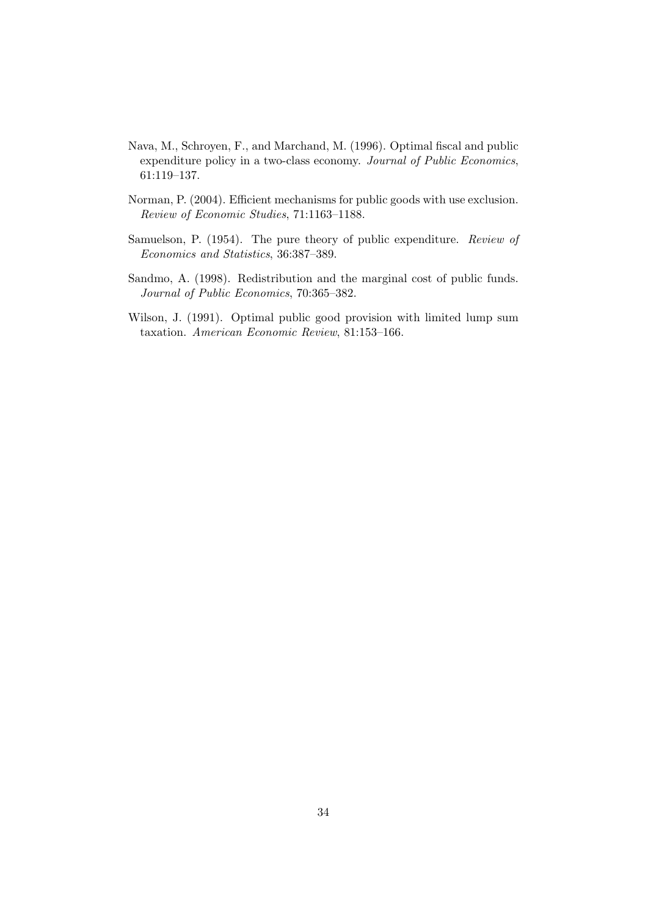Nava, M., Schroyen, F., and Marchand, M. (1996). Optimal fiscal and public expenditure policy in a two-class economy. *Journal of Public Economics*, 61:119–137.

Norman, P. (2004). Efficient mechanisms for public goods with use exclusion. *Review of Economic Studies*, 71:1163–1188.

Samuelson, P. (1954). The pure theory of public expenditure. *Review of Economics and Statistics*, 36:387–389.

Sandmo, A. (1998). Redistribution and the marginal cost of public funds. *Journal of Public Economics*, 70:365–382.

Wilson, J. (1991). Optimal public good provision with limited lump sum taxation. *American Economic Review*, 81:153–166.